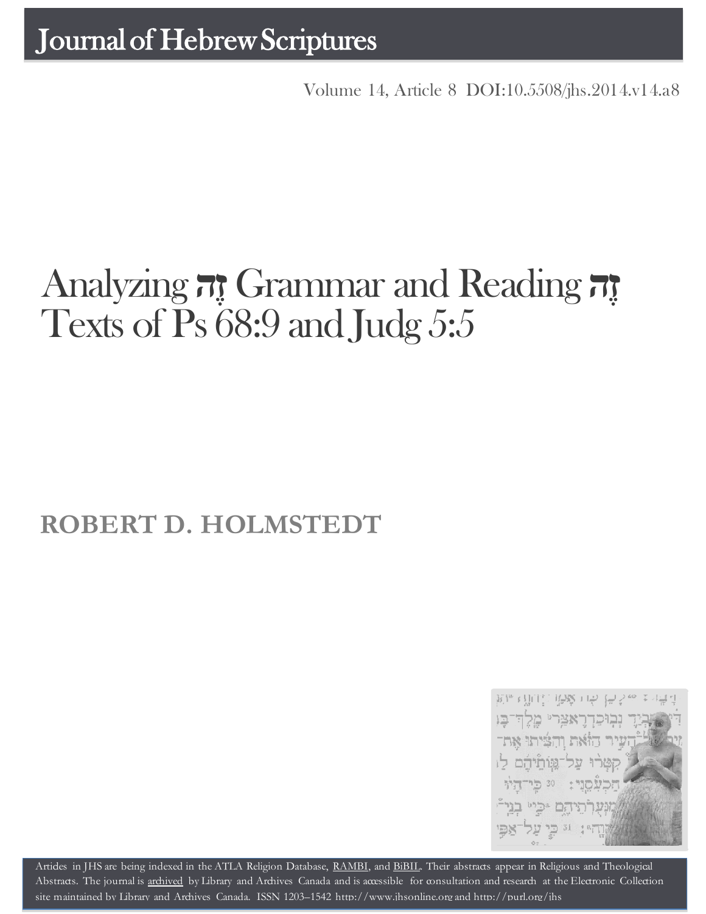# Journal of Hebrew Scriptures

Volume 14, Article 8 DOI:10.5508/jhs.2014.v14.a8

# Analyzing זֶה Grammar and Reading זֶה Texts of Ps 68:9 and Judg 5:5

## ROBERT D. HOLMSTEDT

Articles in JHS are being indexed in the ATLA Religion Database, RAMBI, and BiBIL. Their abstracts appear in Religious and Theological Abstracts. The journal is archived by Library and Archives Canada and is accessible for consultation and research at the Electronic Collection site maintained by Library and Archives Canada. ISSN 1203–1542 http://www.jhsonline.org and http://purl.org/jhs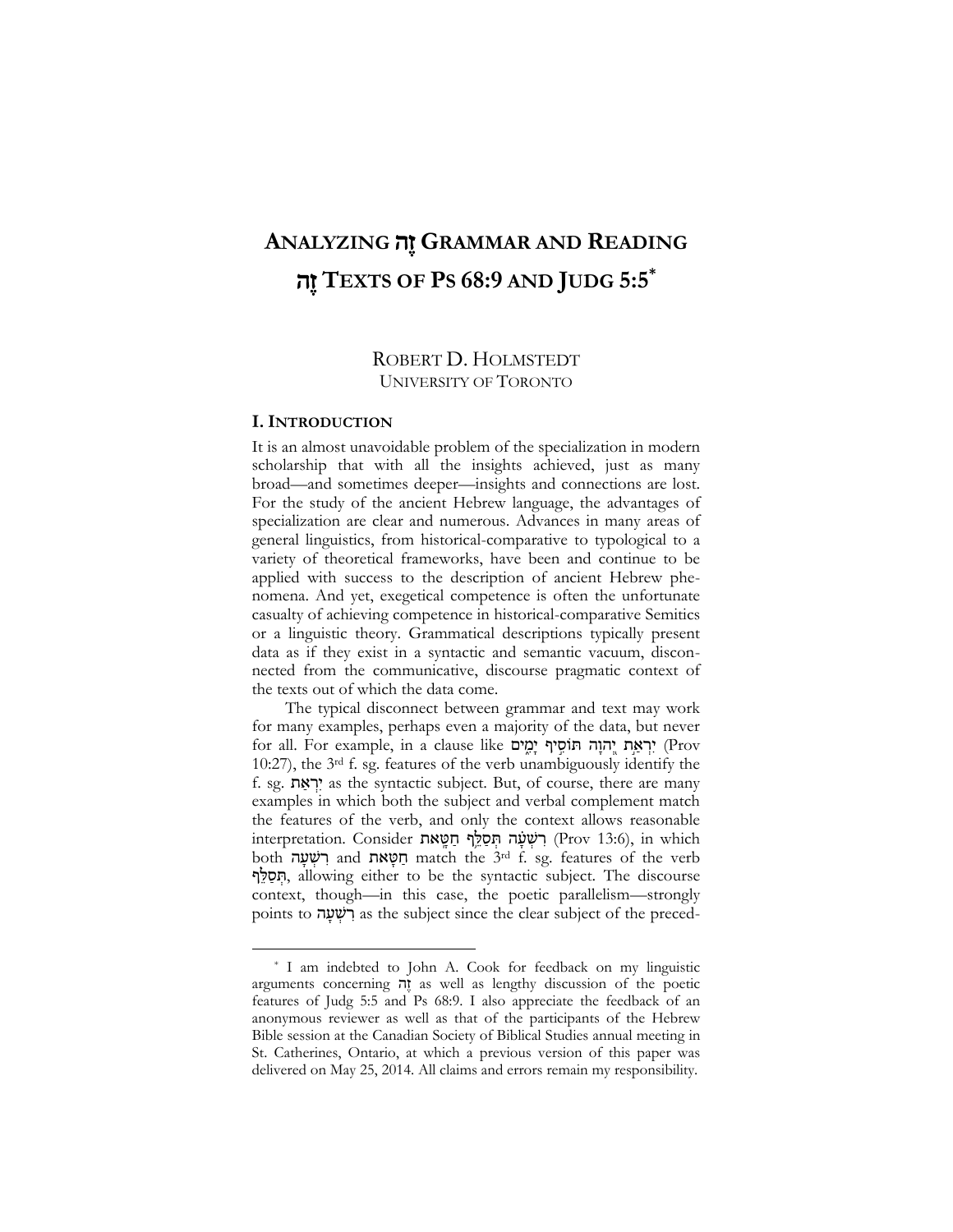# ANALYZING זֶה GRAMMAR AND READING זֶה TEXTS OF PS 68:9 AND JUDG 5:5*

ROBERT D. HOLMSTEDT
UNIVERSITY OF TORONTO

## I. INTRODUCTION

It is an almost unavoidable problem of the specialization in modern scholarship that with all the insights achieved, just as many broad—and sometimes deeper—insights and connections are lost. For the study of the ancient Hebrew language, the advantages of specialization are clear and numerous. Advances in many areas of general linguistics, from historical-comparative to typological to a variety of theoretical frameworks, have been and continue to be applied with success to the description of ancient Hebrew phenomena. And yet, exegetical competence is often the unfortunate casualty of achieving competence in historical-comparative Semitics or a linguistic theory. Grammatical descriptions typically present data as if they exist in a syntactic and semantic vacuum, disconnected from the communicative, discourse pragmatic context of the texts out of which the data come.

The typical disconnect between grammar and text may work for many examples, perhaps even a majority of the data, but never for all. For example, in a clause like יִרְאַת יְהוָה תּוֹסִיף יָמִים (Prov 10:27), the 3rd f. sg. features of the verb unambiguously identify the f. sg. יִרְאַת as the syntactic subject. But, of course, there are many examples in which both the subject and verbal complement match the features of the verb, and only the context allows reasonable interpretation. Consider רִשְׁעָה תְּסַלֵּף חַטָּאת (Prov 13:6), in which both רִשְׁעָה and חַטָּאת match the 3rd f. sg. features of the verb תְּסַלֵּף, allowing either to be the syntactic subject. The discourse context, though—in this case, the poetic parallelism—strongly points to רִשְׁעָה as the subject since the clear subject of the preced-

---

* I am indebted to John A. Cook for feedback on my linguistic arguments concerning זֶה as well as lengthy discussion of the poetic features of Judg 5:5 and Ps 68:9. I also appreciate the feedback of an anonymous reviewer as well as that of the participants of the Hebrew Bible session at the Canadian Society of Biblical Studies annual meeting in St. Catherines, Ontario, at which a previous version of this paper was delivered on May 25, 2014. All claims and errors remain my responsibility.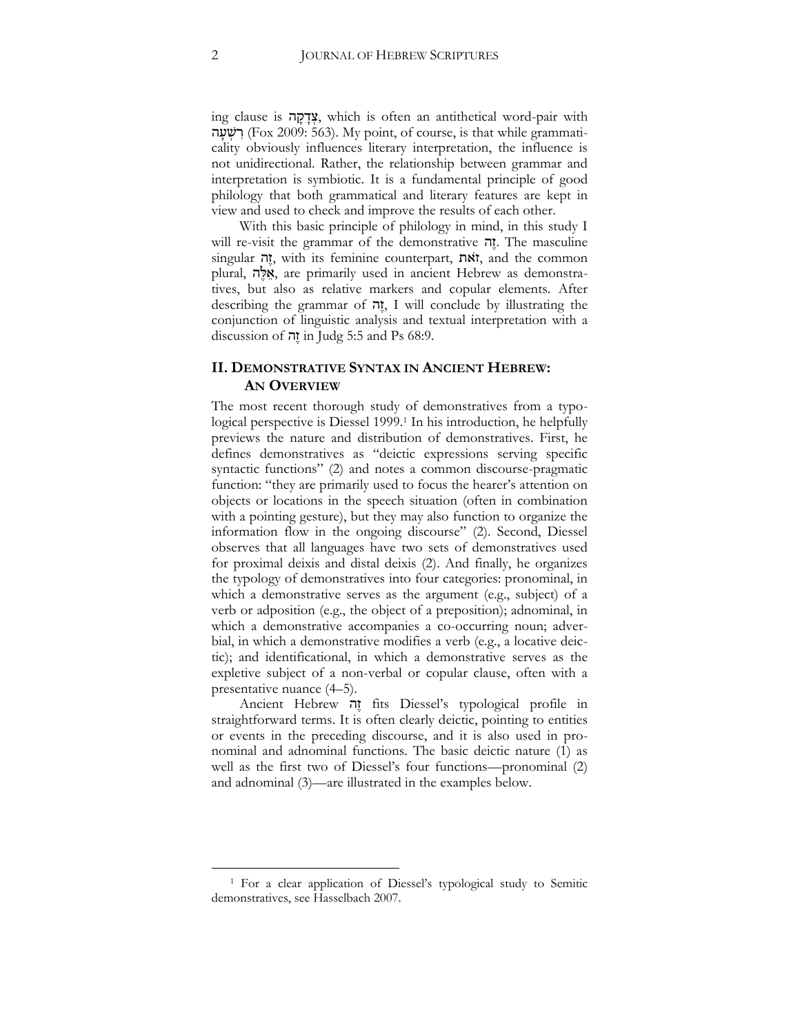ing clause is צְדָקָה, which is often an antithetical word-pair with רִשְׁעָה (Fox 2009: 563). My point, of course, is that while grammaticality obviously influences literary interpretation, the influence is not unidirectional. Rather, the relationship between grammar and interpretation is symbiotic. It is a fundamental principle of good philology that both grammatical and literary features are kept in view and used to check and improve the results of each other.

With this basic principle of philology in mind, in this study I will re-visit the grammar of the demonstrative זֶה. The masculine singular זֶה, with its feminine counterpart, זֹאת, and the common plural, אֵלֶּה, are primarily used in ancient Hebrew as demonstratives, but also as relative markers and copular elements. After describing the grammar of זֶה, I will conclude by illustrating the conjunction of linguistic analysis and textual interpretation with a discussion of זֶה in Judg 5:5 and Ps 68:9.

## II. Demonstrative Syntax in Ancient Hebrew: An Overview

The most recent thorough study of demonstratives from a typological perspective is Diessel 1999.[1] In his introduction, he helpfully previews the nature and distribution of demonstratives. First, he defines demonstratives as "deictic expressions serving specific syntactic functions" (2) and notes a common discourse-pragmatic function: "they are primarily used to focus the hearer's attention on objects or locations in the speech situation (often in combination with a pointing gesture), but they may also function to organize the information flow in the ongoing discourse" (2). Second, Diessel observes that all languages have two sets of demonstratives used for proximal deixis and distal deixis (2). And finally, he organizes the typology of demonstratives into four categories: pronominal, in which a demonstrative serves as the argument (e.g., subject) of a verb or adposition (e.g., the object of a preposition); adnominal, in which a demonstrative accompanies a co-occurring noun; adverbial, in which a demonstrative modifies a verb (e.g., a locative deictic); and identificational, in which a demonstrative serves as the expletive subject of a non-verbal or copular clause, often with a presentative nuance (4–5).

Ancient Hebrew זֶה fits Diessel's typological profile in straightforward terms. It is often clearly deictic, pointing to entities or events in the preceding discourse, and it is also used in pronominal and adnominal functions. The basic deictic nature (1) as well as the first two of Diessel's four functions—pronominal (2) and adnominal (3)—are illustrated in the examples below.

[1] For a clear application of Diessel's typological study to Semitic demonstratives, see Hasselbach 2007.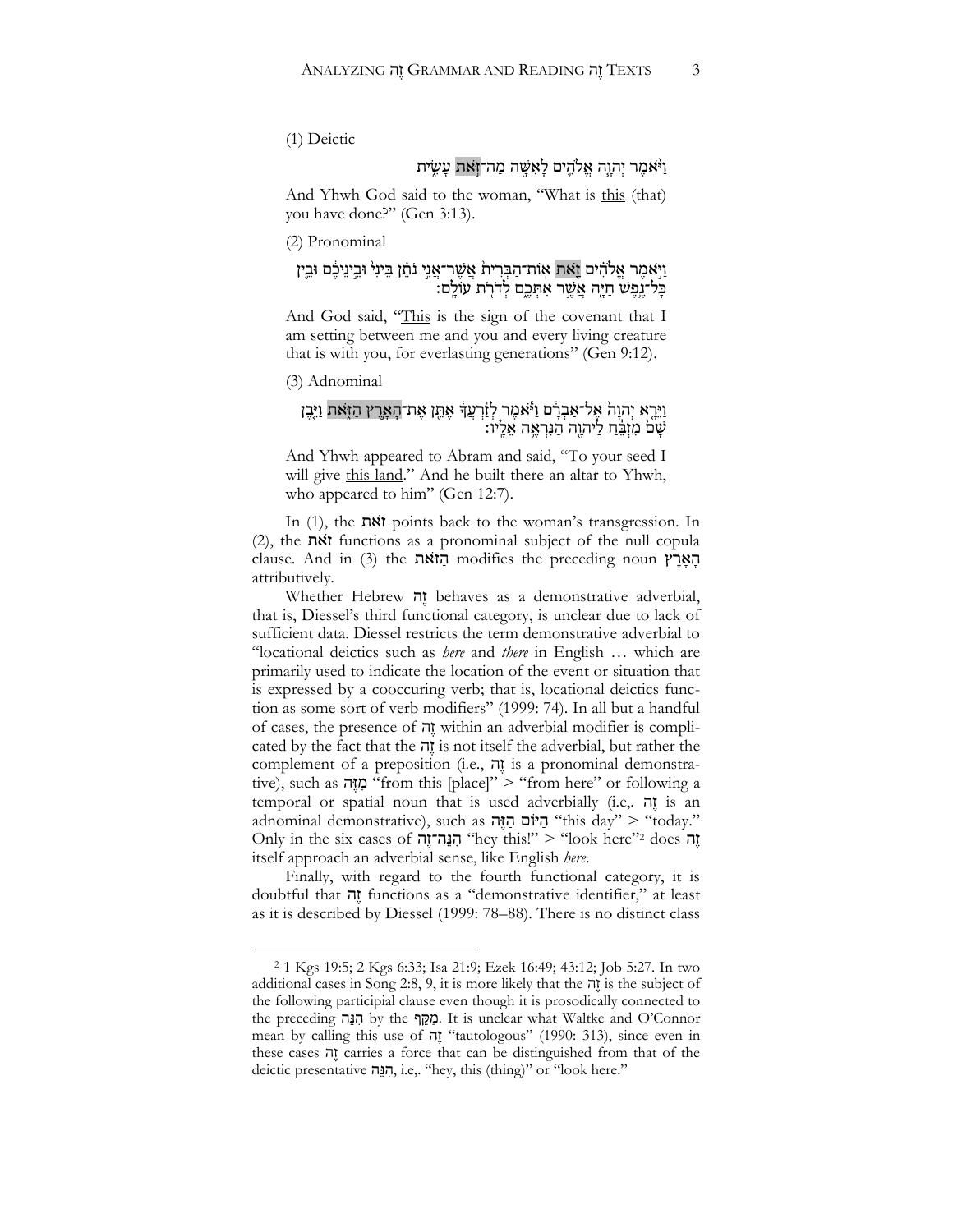(1) Deictic

וַיֹּ֫אמֶר יְהוָה אֱלֹהִים לָאִשָּׁה מַה־זֹּאת עָשִׂית

And Yhwh God said to the woman, "What is this (that) you have done?" (Gen 3:13).

(2) Pronominal

וַיֹּ֣אמֶר אֱלֹהִ֗ים זֹ֤את אֽוֹת־הַבְּרִית֙ אֲשֶׁר־אֲנִ֣י נֹתֵ֗ן בֵּינִי֙ וּבֵ֣ינֵיכֶ֔ם וּבֵ֛ין כָּל־נֶ֥פֶשׁ חַיָּ֖ה אֲשֶׁ֣ר אִתְּכֶ֑ם לְדֹרֹ֖ת עוֹלָֽם׃

And God said, "This is the sign of the covenant that I am setting between me and you and every living creature that is with you, for everlasting generations" (Gen 9:12).

(3) Adnominal

וַיֵּרָ֤א יְהוָה֙ אֶל־אַבְרָ֔ם וַיֹּ֕אמֶר לְזַ֨רְעֲךָ֔ אֶתֵּ֖ן אֶת־הָאָ֣רֶץ הַזֹּ֑את וַיִּ֤בֶן שָׁם֙ מִזְבֵּ֔חַ לַיהוָ֖ה הַנִּרְאֶ֥ה אֵלָֽיו׃

And Yhwh appeared to Abram and said, "To your seed I will give this land." And he built there an altar to Yhwh, who appeared to him" (Gen 12:7).

In (1), the זאת points back to the woman's transgression. In (2), the זאת functions as a pronominal subject of the null copula clause. And in (3) the הַזֹּאת modifies the preceding noun הָאָרֶץ attributively.

Whether Hebrew זֶה behaves as a demonstrative adverbial, that is, Diessel's third functional category, is unclear due to lack of sufficient data. Diessel restricts the term demonstrative adverbial to "locational deictics such as *here* and *there* in English … which are primarily used to indicate the location of the event or situation that is expressed by a cooccuring verb; that is, locational deictics function as some sort of verb modifiers" (1999: 74). In all but a handful of cases, the presence of זֶה within an adverbial modifier is complicated by the fact that the זֶה is not itself the adverbial, but rather the complement of a preposition (i.e., זֶה is a pronominal demonstrative), such as מִזֶּה "from this [place]" > "from here" or following a temporal or spatial noun that is used adverbially (i.e,. זֶה is an adnominal demonstrative), such as הַיּוֹם הַזֶּה "this day" > "today." Only in the six cases of הִנֵּה־זֶה "hey this!" > "look here"[2] does זֶה itself approach an adverbial sense, like English *here*.

Finally, with regard to the fourth functional category, it is doubtful that זֶה functions as a "demonstrative identifier," at least as it is described by Diessel (1999: 78–88). There is no distinct class

---

[2] 1 Kgs 19:5; 2 Kgs 6:33; Isa 21:9; Ezek 16:49; 43:12; Job 5:27. In two additional cases in Song 2:8, 9, it is more likely that the זֶה is the subject of the following participial clause even though it is prosodically connected to the preceding הִנֵּה by the מַקֵּף. It is unclear what Waltke and O'Connor mean by calling this use of זֶה "tautologous" (1990: 313), since even in these cases זֶה carries a force that can be distinguished from that of the deictic presentative הִנֵּה, i.e,. "hey, this (thing)" or "look here."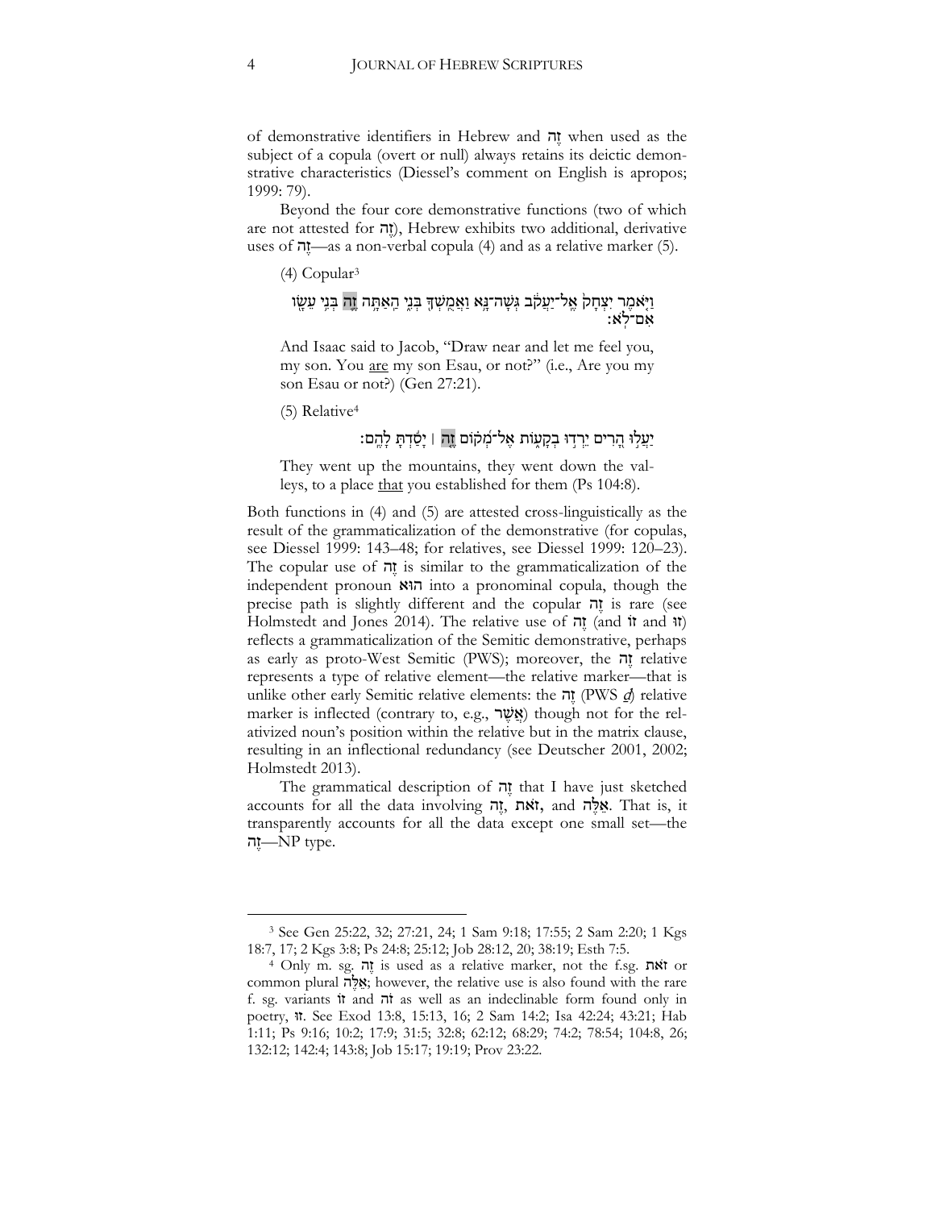of demonstrative identifiers in Hebrew and זֶה when used as the subject of a copula (overt or null) always retains its deictic demonstrative characteristics (Diessel's comment on English is apropos; 1999: 79).

Beyond the four core demonstrative functions (two of which are not attested for זֶה), Hebrew exhibits two additional, derivative uses of זֶה—as a non-verbal copula (4) and as a relative marker (5).

(4) Copular[3]

וַיֹּאמֶר יִצְחָק אֶל־יַעֲקֹב גְּשָׁה־נָּא וַאֲמֻשְׁךָ בְּנִי הַאַתָּה זֶה בְּנִי עֵשָׂו אִם־לֹא׃

And Isaac said to Jacob, "Draw near and let me feel you, my son. You are my son Esau, or not?" (i.e., Are you my son Esau or not?) (Gen 27:21).

(5) Relative[4]

יַעֲלוּ הָרִים יֵרְדוּ בְקָעוֹת אֶל־מְקוֹם זֶה ׀ יָסַדְתָּ לָהֶם׃

They went up the mountains, they went down the valleys, to a place that you established for them (Ps 104:8).

Both functions in (4) and (5) are attested cross-linguistically as the result of the grammaticalization of the demonstrative (for copulas, see Diessel 1999: 143–48; for relatives, see Diessel 1999: 120–23). The copular use of זֶה is similar to the grammaticalization of the independent pronoun הוא into a pronominal copula, though the precise path is slightly different and the copular זֶה is rare (see Holmstedt and Jones 2014). The relative use of זֶה (and זוֹ and זוּ) reflects a grammaticalization of the Semitic demonstrative, perhaps as early as proto-West Semitic (PWS); moreover, the זֶה relative represents a type of relative element—the relative marker—that is unlike other early Semitic relative elements: the זֶה (PWS *ḏ*) relative marker is inflected (contrary to, e.g., אֲשֶׁר) though not for the relativized noun's position within the relative but in the matrix clause, resulting in an inflectional redundancy (see Deutscher 2001, 2002; Holmstedt 2013).

The grammatical description of זֶה that I have just sketched accounts for all the data involving זֶה, זאת, and אֵלֶּה. That is, it transparently accounts for all the data except one small set—the זֶה—NP type.

---

[3] See Gen 25:22, 32; 27:21, 24; 1 Sam 9:18; 17:55; 2 Sam 2:20; 1 Kgs 18:7, 17; 2 Kgs 3:8; Ps 24:8; 25:12; Job 28:12, 20; 38:19; Esth 7:5.

[4] Only m. sg. זֶה is used as a relative marker, not the f.sg. זאת or common plural אֵלֶּה; however, the relative use is also found with the rare f. sg. variants זוֹ and זֹה as well as an indeclinable form found only in poetry, זוּ. See Exod 13:8, 15:13, 16; 2 Sam 14:2; Isa 42:24; 43:21; Hab 1:11; Ps 9:16; 10:2; 17:9; 31:5; 32:8; 62:12; 68:29; 74:2; 78:54; 104:8, 26; 132:12; 142:4; 143:8; Job 15:17; 19:19; Prov 23:22.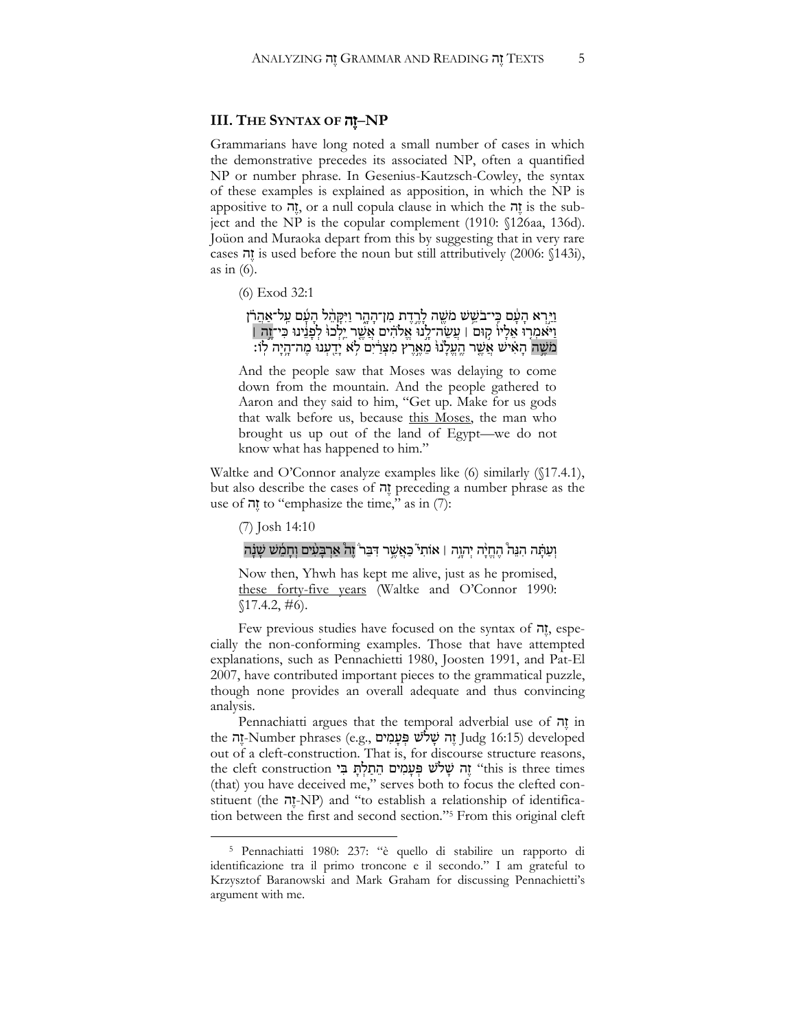## III. THE SYNTAX OF זֶה–NP

Grammarians have long noted a small number of cases in which the demonstrative precedes its associated NP, often a quantified NP or number phrase. In Gesenius-Kautzsch-Cowley, the syntax of these examples is explained as apposition, in which the NP is appositive to זֶה, or a null copula clause in which the זֶה is the subject and the NP is the copular complement (1910: §126aa, 136d). Joüon and Muraoka depart from this by suggesting that in very rare cases זֶה is used before the noun but still attributively (2006: §143i), as in (6).

(6) Exod 32:1

וַיַּ֣רְא הָעָ֔ם כִּֽי־בֹשֵׁ֥שׁ מֹשֶׁ֖ה לָרֶ֣דֶת מִן־הָהָ֑ר וַיִּקָּהֵ֨ל הָעָ֜ם עַֽל־אַהֲרֹ֗ן וַיֹּאמְר֤וּ אֵלָיו֙ ק֣וּם ׀ עֲשֵׂה־לָ֣נוּ אֱלֹהִ֗ים אֲשֶׁ֤ר יֵֽלְכוּ֙ לְפָנֵ֔ינוּ כִּי־זֶ֣ה ׀ מֹשֶׁ֣ה הָאִ֗ישׁ אֲשֶׁ֤ר הֶֽעֱלָ֙נוּ֙ מֵאֶ֣רֶץ מִצְרַ֔יִם לֹ֥א יָדַ֖עְנוּ מֶה־הָ֥יָה לֽוֹ׃

And the people saw that Moses was delaying to come down from the mountain. And the people gathered to Aaron and they said to him, "Get up. Make for us gods that walk before us, because this Moses, the man who brought us up out of the land of Egypt—we do not know what has happened to him."

Waltke and O'Connor analyze examples like (6) similarly (§17.4.1), but also describe the cases of זֶה preceding a number phrase as the use of זֶה to "emphasize the time," as in (7):

(7) Josh 14:10

וְעַתָּ֗ה הִנֵּה֩ הֶחֱיָ֨ה יְהוָ֥ה ׀ אוֹתִי֮ כַּאֲשֶׁ֣ר דִּבֵּר֒ זֶה֩ אַרְבָּעִ֨ים וְחָמֵ֜שׁ שָׁנָ֗ה

Now then, Yhwh has kept me alive, just as he promised, these forty-five years (Waltke and O'Connor 1990: §17.4.2, #6).

Few previous studies have focused on the syntax of זֶה, especially the non-conforming examples. Those that have attempted explanations, such as Pennachietti 1980, Joosten 1991, and Pat-El 2007, have contributed important pieces to the grammatical puzzle, though none provides an overall adequate and thus convincing analysis.

Pennachiatti argues that the temporal adverbial use of זֶה in the זֶה-Number phrases (e.g., זֶה שָׁלֹשׁ פְּעָמִים Judg 16:15) developed out of a cleft-construction. That is, for discourse structure reasons, the cleft construction **זֶה שָׁלֹשׁ פְּעָמִים הֵתַלְתָּ בִּי** "this is three times (that) you have deceived me," serves both to focus the clefted constituent (the זֶה-NP) and "to establish a relationship of identification between the first and second section."[5] From this original cleft

[5] Pennachiatti 1980: 237: "è quello di stabilire un rapporto di identificazione tra il primo troncone e il secondo." I am grateful to Krzysztof Baranowski and Mark Graham for discussing Pennachietti's argument with me.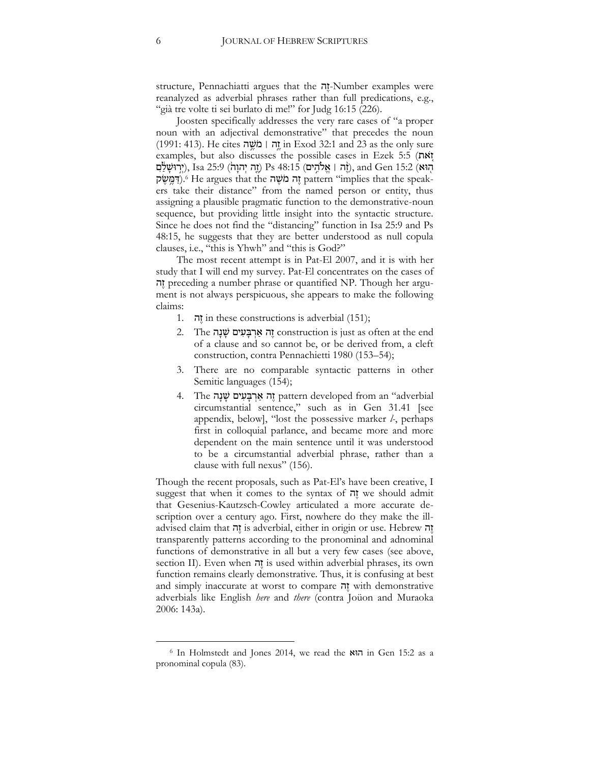structure, Pennachiatti argues that the זֶה-Number examples were reanalyzed as adverbial phrases rather than full predications, e.g., "già tre volte ti sei burlato di me!" for Judg 16:15 (226).

Joosten specifically addresses the very rare cases of "a proper noun with an adjectival demonstrative" that precedes the noun (1991: 413). He cites זֶה | מֹשֶׁה in Exod 32:1 and 23 as the only sure examples, but also discusses the possible cases in Ezek 5:5 (זֹאת יְרוּשָׁלַםִ), Isa 25:9 (זֶה יְהוָה) Ps 48:15 (זֶה | אֱלֹהִים), and Gen 15:2 (הוּא דַּמֶּשֶׂק).[6] He argues that the זֶה מֹשֶׁה pattern "implies that the speakers take their distance" from the named person or entity, thus assigning a plausible pragmatic function to the demonstrative-noun sequence, but providing little insight into the syntactic structure. Since he does not find the "distancing" function in Isa 25:9 and Ps 48:15, he suggests that they are better understood as null copula clauses, i.e., "this is Yhwh" and "this is God?"

The most recent attempt is in Pat-El 2007, and it is with her study that I will end my survey. Pat-El concentrates on the cases of זֶה preceding a number phrase or quantified NP. Though her argument is not always perspicuous, she appears to make the following claims:

1. זֶה in these constructions is adverbial (151);
2. The זֶה אַרְבָּעִים שָׁנָה construction is just as often at the end of a clause and so cannot be, or be derived from, a cleft construction, contra Pennachietti 1980 (153–54);
3. There are no comparable syntactic patterns in other Semitic languages (154);
4. The זֶה אַרְבָּעִים שָׁנָה pattern developed from an "adverbial circumstantial sentence," such as in Gen 31.41 [see appendix, below], "lost the possessive marker *l*-, perhaps first in colloquial parlance, and became more and more dependent on the main sentence until it was understood to be a circumstantial adverbial phrase, rather than a clause with full nexus" (156).

Though the recent proposals, such as Pat-El's have been creative, I suggest that when it comes to the syntax of זֶה we should admit that Gesenius-Kautzsch-Cowley articulated a more accurate description over a century ago. First, nowhere do they make the ill-advised claim that זֶה is adverbial, either in origin or use. Hebrew זֶה transparently patterns according to the pronominal and adnominal functions of demonstrative in all but a very few cases (see above, section II). Even when זֶה is used within adverbial phrases, its own function remains clearly demonstrative. Thus, it is confusing at best and simply inaccurate at worst to compare זֶה with demonstrative adverbials like English *here* and *there* (contra Joüon and Muraoka 2006: 143a).

---

[6] In Holmstedt and Jones 2014, we read the הוא in Gen 15:2 as a pronominal copula (83).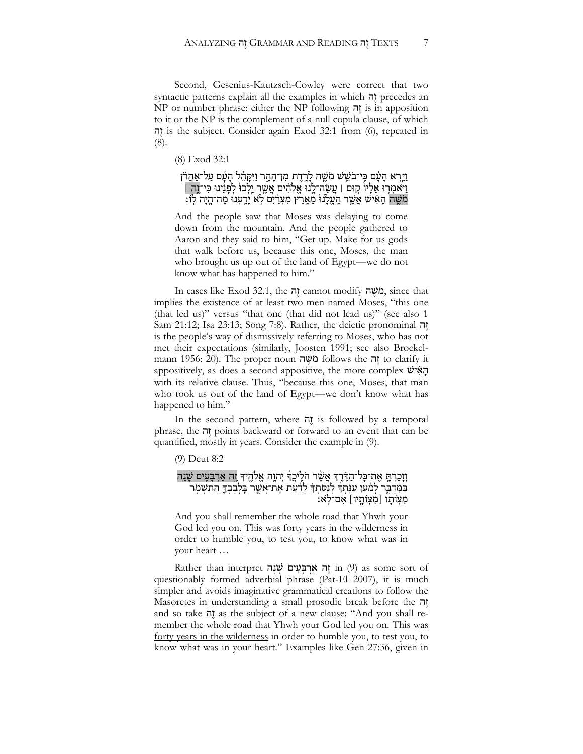Second, Gesenius-Kautzsch-Cowley were correct that two syntactic patterns explain all the examples in which זֶה precedes an NP or number phrase: either the NP following זֶה is in apposition to it or the NP is the complement of a null copula clause, of which זֶה is the subject. Consider again Exod 32:1 from (6), repeated in (8).

(8) Exod 32:1

וַיַּ֣רְא הָעָ֔ם כִּֽי־בֹשֵׁ֥שׁ מֹשֶׁ֖ה לָרֶ֣דֶת מִן־הָהָ֑ר וַיִּקָּהֵ֨ל הָעָ֜ם עַֽל־אַהֲרֹ֗ן וַיֹּאמְר֤וּ אֵלָיו֙ ק֣וּם ׀ עֲשֵׂה־לָ֣נוּ אֱלֹהִ֗ים אֲשֶׁ֤ר יֵֽלְכוּ֙ לְפָנֵ֔ינוּ כִּי־זֶ֣ה ׀ מֹשֶׁ֣ה הָאִ֗ישׁ אֲשֶׁ֤ר הֶֽעֱלָ֙נוּ֙ מֵאֶ֣רֶץ מִצְרַ֔יִם לֹ֥א יָדַ֖עְנוּ מֶה־הָ֥יָה לֽוֹ׃

And the people saw that Moses was delaying to come down from the mountain. And the people gathered to Aaron and they said to him, "Get up. Make for us gods that walk before us, because this one, Moses, the man who brought us up out of the land of Egypt—we do not know what has happened to him."

In cases like Exod 32.1, the זֶה cannot modify מֹשֶׁה, since that implies the existence of at least two men named Moses, "this one (that led us)" versus "that one (that did not lead us)" (see also 1 Sam 21:12; Isa 23:13; Song 7:8). Rather, the deictic pronominal זֶה is the people's way of dismissively referring to Moses, who has not met their expectations (similarly, Joosten 1991; see also Brockelmann 1956: 20). The proper noun מֹשֶׁה follows the זֶה to clarify it appositively, as does a second appositive, the more complex הָאִישׁ with its relative clause. Thus, "because this one, Moses, that man who took us out of the land of Egypt—we don't know what has happened to him."

In the second pattern, where זֶה is followed by a temporal phrase, the זֶה points backward or forward to an event that can be quantified, mostly in years. Consider the example in (9).

(9) Deut 8:2

וְזָכַרְתָּ֣ אֶת־כָּל־הַדֶּ֗רֶךְ אֲשֶׁ֨ר הֹלִֽיכְךָ֜ יְהוָ֧ה אֱלֹהֶ֛יךָ זֶ֛ה אַרְבָּעִ֥ים שָׁנָ֖ה בַּמִּדְבָּ֑ר לְמַ֨עַן עַנֹּֽתְךָ֜ לְנַסֹּֽתְךָ֗ לָדַ֜עַת אֶת־אֲשֶׁ֧ר בִּֽלְבָבְךָ֛ הֲתִשְׁמֹ֥ר מִצְוֺתָ֖ו [מִצְוֺתָ֖יו] אִם־לֹֽא׃

And you shall remember the whole road that Yhwh your God led you on. This was forty years in the wilderness in order to humble you, to test you, to know what was in your heart …

Rather than interpret זֶה אַרְבָּעִים שָׁנָה in (9) as some sort of questionably formed adverbial phrase (Pat-El 2007), it is much simpler and avoids imaginative grammatical creations to follow the Masoretes in understanding a small prosodic break before the זֶה and so take זֶה as the subject of a new clause: "And you shall remember the whole road that Yhwh your God led you on. This was forty years in the wilderness in order to humble you, to test you, to know what was in your heart." Examples like Gen 27:36, given in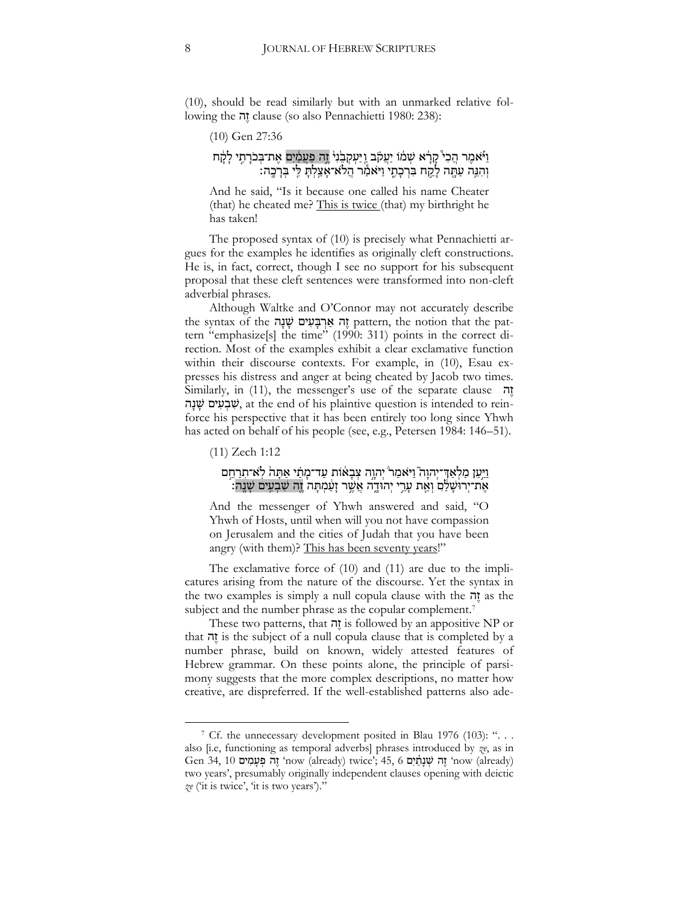(10), should be read similarly but with an unmarked relative following the זֶה clause (so also Pennachietti 1980: 238):

(10) Gen 27:36

וַיֹּאמֶר הֲכִי֩ קָרָ֨א שְׁמ֜וֹ יַעֲקֹ֗ב וַֽיַּעְקְבֵ֙נִי֙ זֶ֣ה פַעֲמַ֔יִם אֶת־בְּכֹרָתִ֣י לָקָ֔ח וְהִנֵּ֥ה עַתָּ֖ה לָקַ֣ח בִּרְכָתִ֑י וַיֹּאמַ֕ר הֲלֹא־אָצַ֥לְתָּ לִּ֖י בְּרָכָֽה׃

And he said, "Is it because one called his name Cheater (that) he cheated me? <u>This is twice</u> (that) my birthright he has taken!

The proposed syntax of (10) is precisely what Pennachietti argues for the examples he identifies as originally cleft constructions. He is, in fact, correct, though I see no support for his subsequent proposal that these cleft sentences were transformed into non-cleft adverbial phrases.

Although Waltke and O'Connor may not accurately describe the syntax of the **זֶה אַרְבָּעִים שָׁנָה** pattern, the notion that the pattern "emphasize[s] the time" (1990: 311) points in the correct direction. Most of the examples exhibit a clear exclamative function within their discourse contexts. For example, in (10), Esau expresses his distress and anger at being cheated by Jacob two times. Similarly, in (11), the messenger's use of the separate clause **זֶה שִׁבְעִים שָׁנָה**, at the end of his plaintive question is intended to reinforce his perspective that it has been entirely too long since Yhwh has acted on behalf of his people (see, e.g., Petersen 1984: 146–51).

(11) Zech 1:12

וַיַּ֣עַן מַלְאַךְ־יְהוָה֮ וַיֹּאמַר֒ יְהוָ֣ה צְבָא֗וֹת עַד־מָתַ֙י אַתָּ֤ה לֹֽא־תְרַחֵם֙ אֶת־יְר֣וּשָׁלַ֔͏ִם וְאֵ֖ת עָרֵ֣י יְהוּדָ֑ה אֲשֶׁר֙ זָעַ֔מְתָּה זֶ֖ה שִׁבְעִ֥ים שָׁנָֽה׃

And the messenger of Yhwh answered and said, "O Yhwh of Hosts, until when will you not have compassion on Jerusalem and the cities of Judah that you have been angry (with them)? <u>This has been seventy years</u>!"

The exclamative force of (10) and (11) are due to the implicatures arising from the nature of the discourse. Yet the syntax in the two examples is simply a null copula clause with the זֶה as the subject and the number phrase as the copular complement.[7]

These two patterns, that זֶה is followed by an appositive NP or that זֶה is the subject of a null copula clause that is completed by a number phrase, build on known, widely attested features of Hebrew grammar. On these points alone, the principle of parsimony suggests that the more complex descriptions, no matter how creative, are dispreferred. If the well-established patterns also ade-

---

[7] Cf. the unnecessary development posited in Blau 1976 (103): ". . . also [i.e, functioning as temporal adverbs] phrases introduced by *ze*, as in Gen 34, 10 זֶה פְעָמִים 'now (already) twice'; 45, 6 זֶה שְׁנָתַיִם 'now (already) two years', presumably originally independent clauses opening with deictic *ze* ('it is twice', 'it is two years')."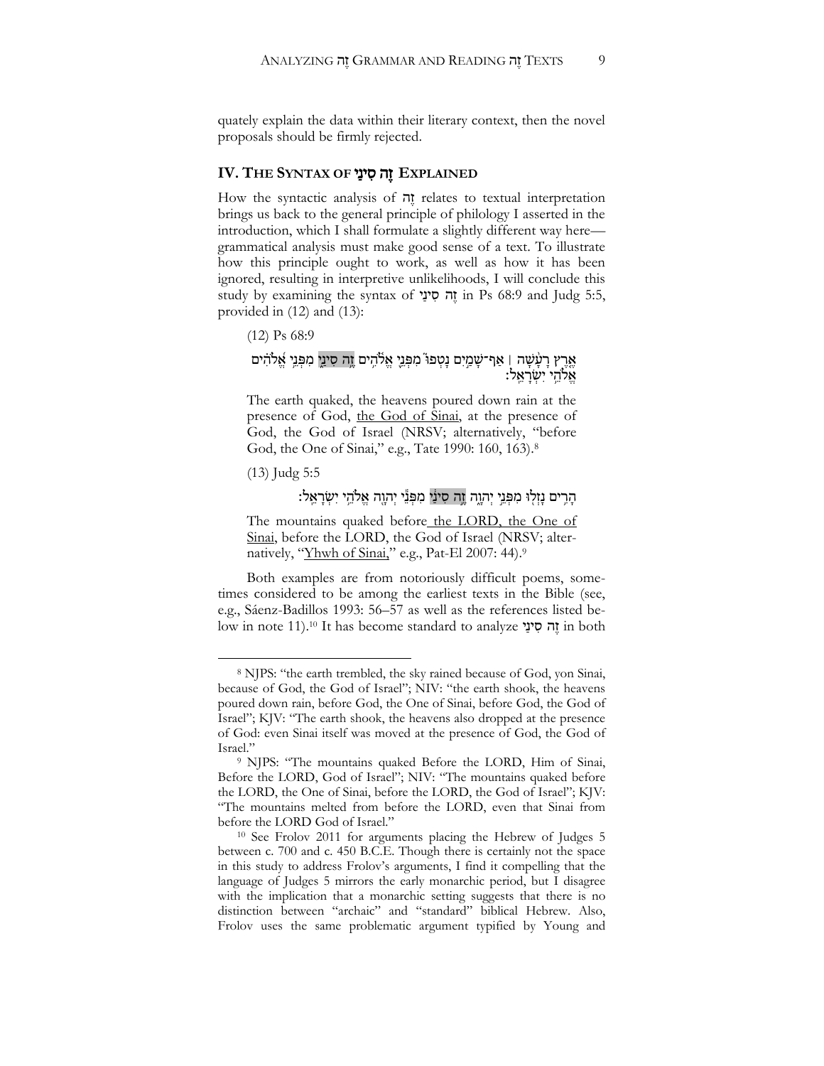quately explain the data within their literary context, then the novel proposals should be firmly rejected.

## IV. THE SYNTAX OF זֶה סִינַי EXPLAINED

How the syntactic analysis of זֶה relates to textual interpretation brings us back to the general principle of philology I asserted in the introduction, which I shall formulate a slightly different way here—grammatical analysis must make good sense of a text. To illustrate how this principle ought to work, as well as how it has been ignored, resulting in interpretive unlikelihoods, I will conclude this study by examining the syntax of זֶה סִינַי in Ps 68:9 and Judg 5:5, provided in (12) and (13):

(12) Ps 68:9

אֶ֤רֶץ רָעָ֨שָׁה ׀ אַף־שָׁמַ֣יִם נָטְפוּ֮ מִפְּנֵ֪י אֱלֹ֫הִ֥ים זֶ֥ה סִינַ֑י מִפְּנֵ֥י אֱ֝לֹהִ֗ים אֱלֹהֵ֥י יִשְׂרָאֵֽל׃

The earth quaked, the heavens poured down rain at the presence of God, <u>the God of Sinai</u>, at the presence of God, the God of Israel (NRSV; alternatively, "before God, the One of Sinai," e.g., Tate 1990: 160, 163).[8]

(13) Judg 5:5

הָרִ֥ים נָזְל֖וּ מִפְּנֵ֣י יְהוָ֑ה זֶ֣ה סִינַ֔י מִפְּנֵ֕י יְהוָ֖ה אֱלֹהֵ֥י יִשְׂרָאֵֽל׃

The mountains quaked before <u>the LORD, the One of Sinai</u>, before the LORD, the God of Israel (NRSV; alternatively, "<u>Yhwh of Sinai</u>," e.g., Pat-El 2007: 44).[9]

Both examples are from notoriously difficult poems, sometimes considered to be among the earliest texts in the Bible (see, e.g., Sáenz-Badillos 1993: 56–57 as well as the references listed below in note 11).[10] It has become standard to analyze זֶה סִינַי in both

---

[8] NJPS: "the earth trembled, the sky rained because of God, yon Sinai, because of God, the God of Israel"; NIV: "the earth shook, the heavens poured down rain, before God, the One of Sinai, before God, the God of Israel"; KJV: "The earth shook, the heavens also dropped at the presence of God: even Sinai itself was moved at the presence of God, the God of Israel."

[9] NJPS: "The mountains quaked Before the LORD, Him of Sinai, Before the LORD, God of Israel"; NIV: "The mountains quaked before the LORD, the One of Sinai, before the LORD, the God of Israel"; KJV: "The mountains melted from before the LORD, even that Sinai from before the LORD God of Israel."

[10] See Frolov 2011 for arguments placing the Hebrew of Judges 5 between c. 700 and c. 450 B.C.E. Though there is certainly not the space in this study to address Frolov's arguments, I find it compelling that the language of Judges 5 mirrors the early monarchic period, but I disagree with the implication that a monarchic setting suggests that there is no distinction between "archaic" and "standard" biblical Hebrew. Also, Frolov uses the same problematic argument typified by Young and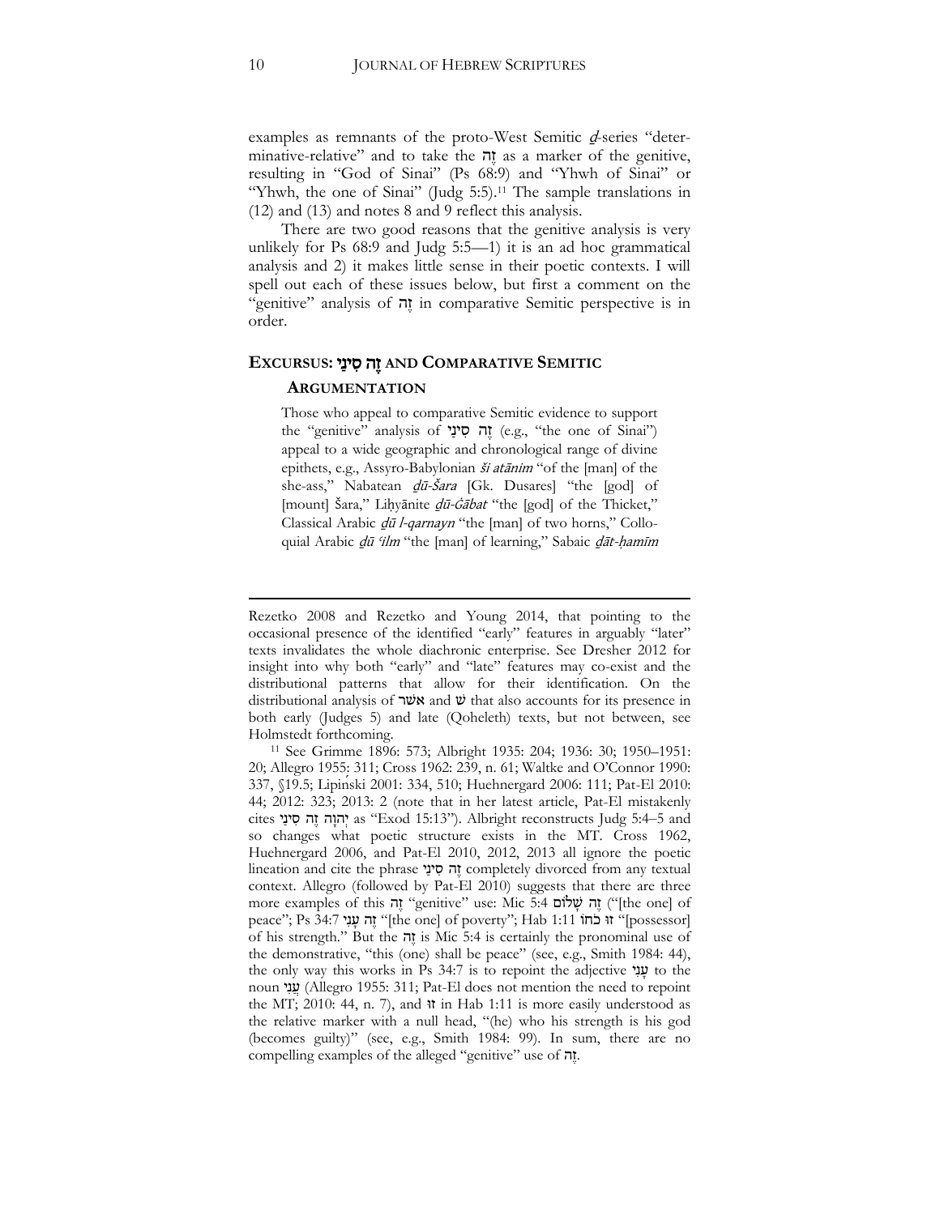examples as remnants of the proto-West Semitic *ḏ*-series "determinative-relative" and to take the זֶה as a marker of the genitive, resulting in "God of Sinai" (Ps 68:9) and "Yhwh of Sinai" or "Yhwh, the one of Sinai" (Judg 5:5).[11] The sample translations in (12) and (13) and notes 8 and 9 reflect this analysis.

There are two good reasons that the genitive analysis is very unlikely for Ps 68:9 and Judg 5:5—1) it is an ad hoc grammatical analysis and 2) it makes little sense in their poetic contexts. I will spell out each of these issues below, but first a comment on the "genitive" analysis of זֶה in comparative Semitic perspective is in order.

## EXCURSUS: זֶה סִינַי AND COMPARATIVE SEMITIC ARGUMENTATION

> Those who appeal to comparative Semitic evidence to support the "genitive" analysis of זֶה סִינַי (e.g., "the one of Sinai") appeal to a wide geographic and chronological range of divine epithets, e.g., Assyro-Babylonian *ši atānim* "of the [man] of the she-ass," Nabatean *ḏū-Šara* [Gk. Dusares] "the [god] of [mount] Šara," Liḥyānite *ḏū-Ġābat* "the [god] of the Thicket," Classical Arabic *ḏū l-qarnayn* "the [man] of two horns," Colloquial Arabic *ḏū ʿilm* "the [man] of learning," Sabaic *ḏāt-ḥamīm*

---

Rezetko 2008 and Rezetko and Young 2014, that pointing to the occasional presence of the identified "early" features in arguably "later" texts invalidates the whole diachronic enterprise. See Dresher 2012 for insight into why both "early" and "late" features may co-exist and the distributional patterns that allow for their identification. On the distributional analysis of אשׁר and שׁ that also accounts for its presence in both early (Judges 5) and late (Qoheleth) texts, but not between, see Holmstedt forthcoming.

[11] See Grimme 1896: 573; Albright 1935: 204; 1936: 30; 1950–1951: 20; Allegro 1955: 311; Cross 1962: 239, n. 61; Waltke and O'Connor 1990: 337, §19.5; Lipiński 2001: 334, 510; Huehnergard 2006: 111; Pat-El 2010: 44; 2012: 323; 2013: 2 (note that in her latest article, Pat-El mistakenly cites יְהוָה זֶה סִינַי as "Exod 15:13"). Albright reconstructs Judg 5:4–5 and so changes what poetic structure exists in the MT. Cross 1962, Huehnergard 2006, and Pat-El 2010, 2012, 2013 all ignore the poetic lineation and cite the phrase זֶה סִינַי completely divorced from any textual context. Allegro (followed by Pat-El 2010) suggests that there are three more examples of this זֶה "genitive" use: Mic 5:4 זֶה שָׁלוֹם ("[the one] of peace"; Ps 34:7 זֶה עָנִי "[the one] of poverty"; Hab 1:11 זוּ כֹחוֹ "[possessor] of his strength." But the זֶה is Mic 5:4 is certainly the pronominal use of the demonstrative, "this (one) shall be peace" (see, e.g., Smith 1984: 44), the only way this works in Ps 34:7 is to repoint the adjective עָנִי to the noun עֳנִי (Allegro 1955: 311; Pat-El does not mention the need to repoint the MT; 2010: 44, n. 7), and זוּ in Hab 1:11 is more easily understood as the relative marker with a null head, "(he) who his strength is his god (becomes guilty)" (see, e.g., Smith 1984: 99). In sum, there are no compelling examples of the alleged "genitive" use of זֶה.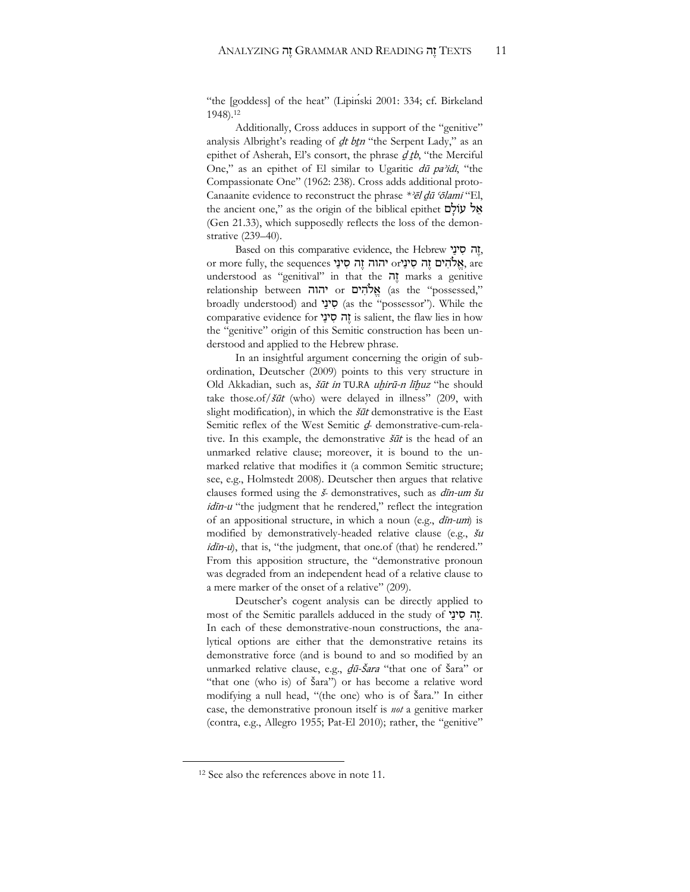"the [goddess] of the heat" (Lipiński 2001: 334; cf. Birkeland 1948).[12]

Additionally, Cross adduces in support of the "genitive" analysis Albright's reading of *ḏt bṯn* "the Serpent Lady," as an epithet of Asherah, El's consort, the phrase *ḏ ṭb*, "the Merciful One," as an epithet of El similar to Ugaritic *dū paʾidi*, "the Compassionate One" (1962: 238). Cross adds additional proto-Canaanite evidence to reconstruct the phrase *\*ʾēl ḏū ʿōlami* "El, the ancient one," as the origin of the biblical epithet אֵל עוֹלָם (Gen 21.33), which supposedly reflects the loss of the demonstrative (239–40).

Based on this comparative evidence, the Hebrew זֶה סִינַי, or more fully, the sequences אֱלֹהִים זֶה סִינַי or יהוה זֶה סִינַי, are understood as "genitival" in that the זֶה marks a genitive relationship between יהוה or אֱלֹהִים (as the "possessed," broadly understood) and סִינַי (as the "possessor"). While the comparative evidence for זֶה סִינַי is salient, the flaw lies in how the "genitive" origin of this Semitic construction has been understood and applied to the Hebrew phrase.

In an insightful argument concerning the origin of subordination, Deutscher (2009) points to this very structure in Old Akkadian, such as, *šūt in* TU.RA *uḫirū-n līḫuz* "he should take those.of/*šūt* (who) were delayed in illness" (209, with slight modification), in which the *šūt* demonstrative is the East Semitic reflex of the West Semitic *ḏ*- demonstrative-cum-relative. In this example, the demonstrative *šūt* is the head of an unmarked relative clause; moreover, it is bound to the unmarked relative that modifies it (a common Semitic structure; see, e.g., Holmstedt 2008). Deutscher then argues that relative clauses formed using the *š*- demonstratives, such as *dīn-um šu idīn-u* "the judgment that he rendered," reflect the integration of an appositional structure, in which a noun (e.g., *dīn-um*) is modified by demonstratively-headed relative clause (e.g., *šu idīn-u*), that is, "the judgment, that one.of (that) he rendered." From this apposition structure, the "demonstrative pronoun was degraded from an independent head of a relative clause to a mere marker of the onset of a relative" (209).

Deutscher's cogent analysis can be directly applied to most of the Semitic parallels adduced in the study of זֶה סִינַי. In each of these demonstrative-noun constructions, the analytical options are either that the demonstrative retains its demonstrative force (and is bound to and so modified by an unmarked relative clause, e.g., *ḏū-Šara* "that one of Šara" or "that one (who is) of Šara") or has become a relative word modifying a null head, "(the one) who is of Šara." In either case, the demonstrative pronoun itself is *not* a genitive marker (contra, e.g., Allegro 1955; Pat-El 2010); rather, the "genitive"

[12] See also the references above in note 11.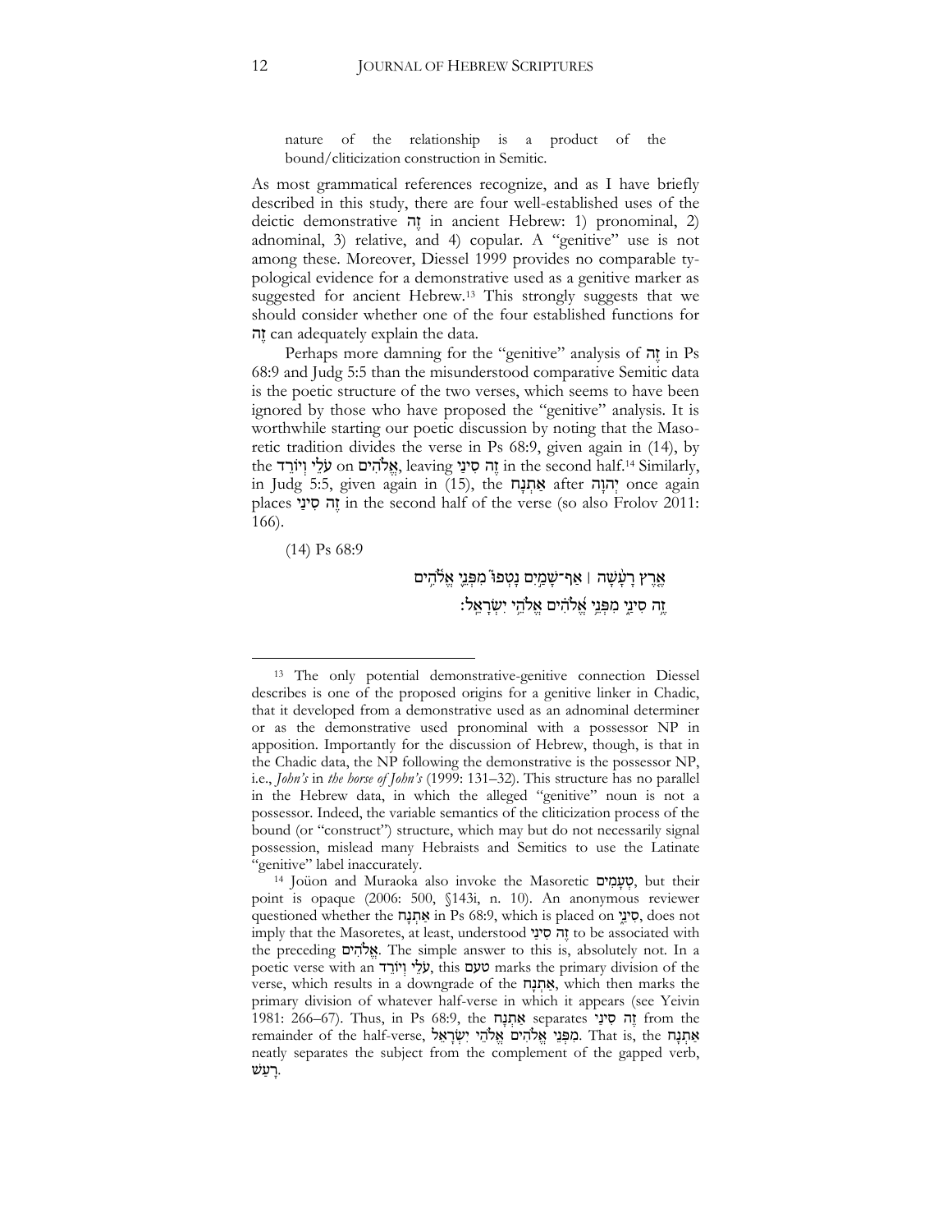nature of the relationship is a product of the bound/cliticization construction in Semitic.

As most grammatical references recognize, and as I have briefly described in this study, there are four well-established uses of the deictic demonstrative זֶה in ancient Hebrew: 1) pronominal, 2) adnominal, 3) relative, and 4) copular. A "genitive" use is not among these. Moreover, Diessel 1999 provides no comparable typological evidence for a demonstrative used as a genitive marker as suggested for ancient Hebrew.[13] This strongly suggests that we should consider whether one of the four established functions for זֶה can adequately explain the data.

Perhaps more damning for the "genitive" analysis of זֶה in Ps 68:9 and Judg 5:5 than the misunderstood comparative Semitic data is the poetic structure of the two verses, which seems to have been ignored by those who have proposed the "genitive" analysis. It is worthwhile starting our poetic discussion by noting that the Masoretic tradition divides the verse in Ps 68:9, given again in (14), by the עֹלֶה וְיוֹרֵד on אֱלֹהִים, leaving זֶה סִינַי in the second half.[14] Similarly, in Judg 5:5, given again in (15), the אַתְנָח after יְהוָה once again places זֶה סִינַי in the second half of the verse (so also Frolov 2011: 166).

(14) Ps 68:9

אֶ֤רֶץ רָעָ֨שָׁה ׀ אַף־שָׁמַ֣יִם נָטְפוּ֮ מִפְּנֵ֪י אֱלֹ֫הִ֥ים
זֶ֥ה סִינַ֑י מִפְּנֵ֥י אֱ֝לֹהִ֗ים אֱלֹהֵ֥י יִשְׂרָאֵֽל׃

---

[13] The only potential demonstrative-genitive connection Diessel describes is one of the proposed origins for a genitive linker in Chadic, that it developed from a demonstrative used as an adnominal determiner or as the demonstrative used pronominal with a possessor NP in apposition. Importantly for the discussion of Hebrew, though, is that in the Chadic data, the NP following the demonstrative is the possessor NP, i.e., *John's* in *the horse of John's* (1999: 131–32). This structure has no parallel in the Hebrew data, in which the alleged "genitive" noun is not a possessor. Indeed, the variable semantics of the cliticization process of the bound (or "construct") structure, which may but do not necessarily signal possession, mislead many Hebraists and Semitics to use the Latinate "genitive" label inaccurately.

[14] Joüon and Muraoka also invoke the Masoretic טְעָמִים, but their point is opaque (2006: 500, §143i, n. 10). An anonymous reviewer questioned whether the אַתְנָח in Ps 68:9, which is placed on סִינַי, does not imply that the Masoretes, at least, understood זֶה סִינַי to be associated with the preceding אֱלֹהִים. The simple answer to this is, absolutely not. In a poetic verse with an עֹלֶה וְיוֹרֵד, this טעם marks the primary division of the verse, which results in a downgrade of the אַתְנָח, which then marks the primary division of whatever half-verse in which it appears (see Yeivin 1981: 266–67). Thus, in Ps 68:9, the אַתְנָח separates זֶה סִינַי from the remainder of the half-verse, מִפְּנֵי אֱלֹהִים אֱלֹהֵי יִשְׂרָאֵל. That is, the אַתְנָח neatly separates the subject from the complement of the gapped verb, רָעַשׁ.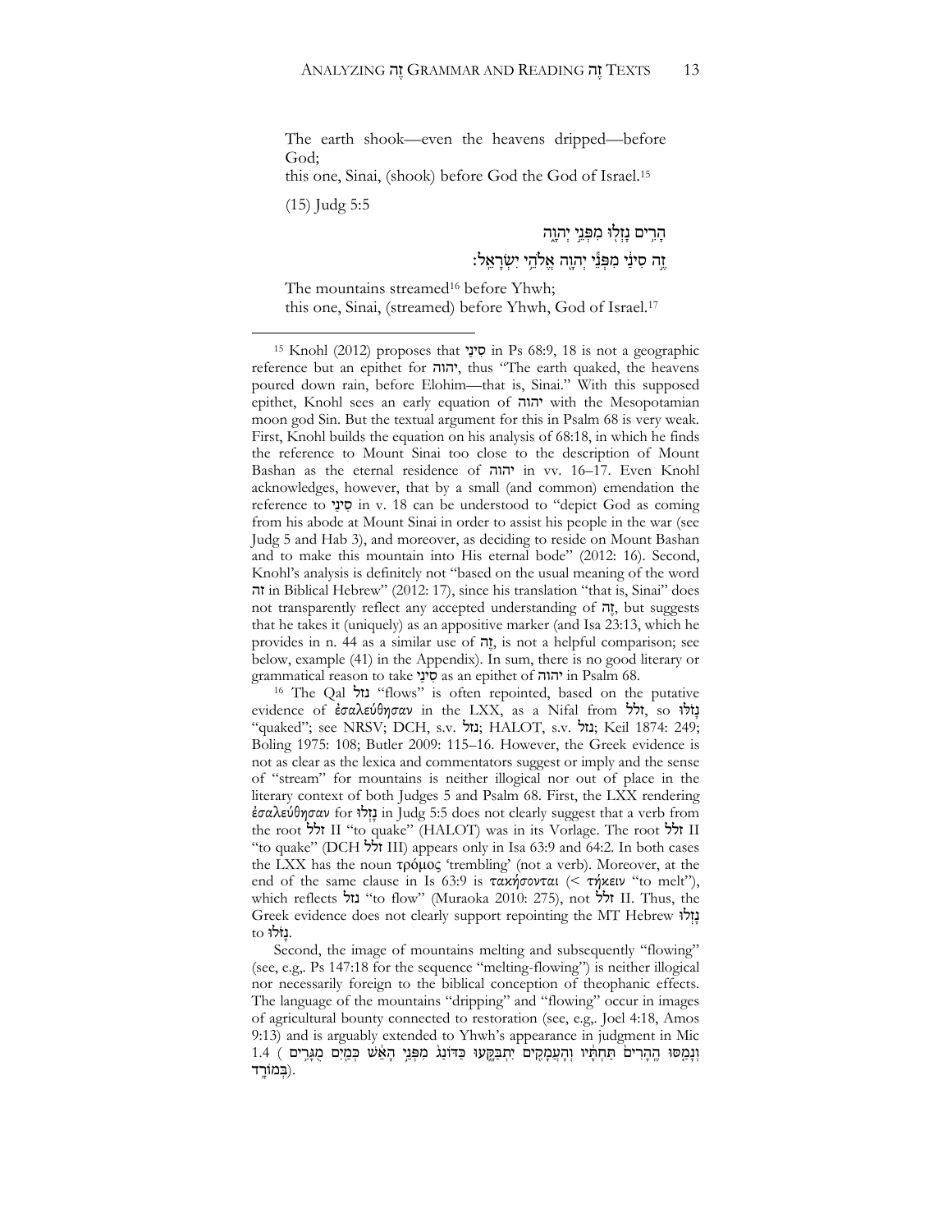The earth shook—even the heavens dripped—before God;
this one, Sinai, (shook) before God the God of Israel.[15]

(15) Judg 5:5

הָרִים נָזְלוּ מִפְּנֵי יְהוָה
זֶה סִינַי מִפְּנֵי יְהוָה אֱלֹהֵי יִשְׂרָאֵל׃

The mountains streamed[16] before Yhwh;
this one, Sinai, (streamed) before Yhwh, God of Israel.[17]

---

[15] Knohl (2012) proposes that סיני in Ps 68:9, 18 is not a geographic reference but an epithet for יהוה, thus "The earth quaked, the heavens poured down rain, before Elohim—that is, Sinai." With this supposed epithet, Knohl sees an early equation of יהוה with the Mesopotamian moon god Sin. But the textual argument for this in Psalm 68 is very weak. First, Knohl builds the equation on his analysis of 68:18, in which he finds the reference to Mount Sinai too close to the description of Mount Bashan as the eternal residence of יהוה in vv. 16–17. Even Knohl acknowledges, however, that by a small (and common) emendation the reference to סִינַי in v. 18 can be understood to "depict God as coming from his abode at Mount Sinai in order to assist his people in the war (see Judg 5 and Hab 3), and moreover, as deciding to reside on Mount Bashan and to make this mountain into His eternal bode" (2012: 16). Second, Knohl's analysis is definitely not "based on the usual meaning of the word זה in Biblical Hebrew" (2012: 17), since his translation "that is, Sinai" does not transparently reflect any accepted understanding of זֶה, but suggests that he takes it (uniquely) as an appositive marker (and Isa 23:13, which he provides in n. 44 as a similar use of זֶה, is not a helpful comparison; see below, example (41) in the Appendix). In sum, there is no good literary or grammatical reason to take סִינַי as an epithet of יהוה in Psalm 68.

[16] The Qal נזל "flows" is often repointed, based on the putative evidence of ἐσαλεύθησαν in the LXX, as a Nifal from זלל, so נָזֹלּוּ "quaked"; see NRSV; DCH, s.v. נזל; HALOT, s.v. נזל; Keil 1874: 249; Boling 1975: 108; Butler 2009: 115–16. However, the Greek evidence is not as clear as the lexica and commentators suggest or imply and the sense of "stream" for mountains is neither illogical nor out of place in the literary context of both Judges 5 and Psalm 68. First, the LXX rendering ἐσαλεύθησαν for נָזְלוּ in Judg 5:5 does not clearly suggest that a verb from the root זלל II "to quake" (HALOT) was in its Vorlage. The root זלל II "to quake" (DCH זלל III) appears only in Isa 63:9 and 64:2. In both cases the LXX has the noun τρόμος 'trembling' (not a verb). Moreover, at the end of the same clause in Is 63:9 is τακήσονται (< τήκειν "to melt"), which reflects נזל "to flow" (Muraoka 2010: 275), not זלל II. Thus, the Greek evidence does not clearly support repointing the MT Hebrew נָזְלוּ to נָזֹלּוּ.

Second, the image of mountains melting and subsequently "flowing" (see, e.g,. Ps 147:18 for the sequence "melting-flowing") is neither illogical nor necessarily foreign to the biblical conception of theophanic effects. The language of the mountains "dripping" and "flowing" occur in images of agricultural bounty connected to restoration (see, e.g,. Joel 4:18, Amos 9:13) and is arguably extended to Yhwh's appearance in judgment in Mic 1.4 (וְנָמַסּוּ הֶהָרִים תַּחְתָּיו וְהָעֲמָקִים יִתְבַּקָּעוּ כַּדּוֹנַג מִפְּנֵי הָאֵשׁ כְּמַיִם מֻגָּרִים בְּמוֹרָד).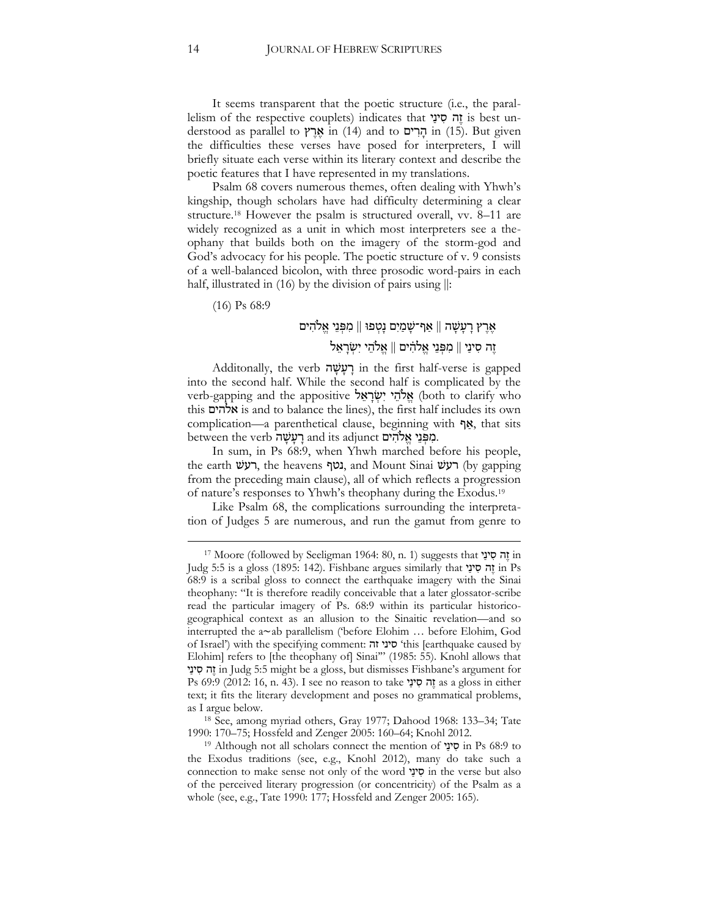It seems transparent that the poetic structure (i.e., the parallelism of the respective couplets) indicates that זֶה סִינַי is best understood as parallel to אֶרֶץ in (14) and to הָרִים in (15). But given the difficulties these verses have posed for interpreters, I will briefly situate each verse within its literary context and describe the poetic features that I have represented in my translations.

Psalm 68 covers numerous themes, often dealing with Yhwh's kingship, though scholars have had difficulty determining a clear structure.[18] However the psalm is structured overall, vv. 8–11 are widely recognized as a unit in which most interpreters see a theophany that builds both on the imagery of the storm-god and God's advocacy for his people. The poetic structure of v. 9 consists of a well-balanced bicolon, with three prosodic word-pairs in each half, illustrated in (16) by the division of pairs using ||:

(16) Ps 68:9

אֶרֶץ רָעָשָׁה || אַף־שָׁמַיִם נָטְפוּ || מִפְּנֵי אֱלֹהִים
זֶה סִינַי || מִפְּנֵי אֱלֹהִים || אֱלֹהֵי יִשְׂרָאֵל

Additonally, the verb רָעָשָׁה in the first half-verse is gapped into the second half. While the second half is complicated by the verb-gapping and the appositive אֱלֹהֵי יִשְׂרָאֵל (both to clarify who this אלהים is and to balance the lines), the first half includes its own complication—a parenthetical clause, beginning with אַף, that sits between the verb רָעָשָׁה and its adjunct מִפְּנֵי אֱלֹהִים.

In sum, in Ps 68:9, when Yhwh marched before his people, the earth רעשׁ, the heavens נטף, and Mount Sinai רעשׁ (by gapping from the preceding main clause), all of which reflects a progression of nature's responses to Yhwh's theophany during the Exodus.[19]

Like Psalm 68, the complications surrounding the interpretation of Judges 5 are numerous, and run the gamut from genre to

---

[17] Moore (followed by Seeligman 1964: 80, n. 1) suggests that זֶה סִינַי in Judg 5:5 is a gloss (1895: 142). Fishbane argues similarly that זֶה סִינַי in Ps 68:9 is a scribal gloss to connect the earthquake imagery with the Sinai theophany: "It is therefore readily conceivable that a later glossator-scribe read the particular imagery of Ps. 68:9 within its particular historico-geographical context as an allusion to the Sinaitic revelation—and so interrupted the a~ab parallelism ('before Elohim … before Elohim, God of Israel') with the specifying comment: סיני זה 'this [earthquake caused by Elohim] refers to [the theophany of] Sinai'" (1985: 55). Knohl allows that זֶה סִינַי in Judg 5:5 might be a gloss, but dismisses Fishbane's argument for Ps 69:9 (2012: 16, n. 43). I see no reason to take זֶה סִינַי as a gloss in either text; it fits the literary development and poses no grammatical problems, as I argue below.

[18] See, among myriad others, Gray 1977; Dahood 1968: 133–34; Tate 1990: 170–75; Hossfeld and Zenger 2005: 160–64; Knohl 2012.

[19] Although not all scholars connect the mention of סִינַי in Ps 68:9 to the Exodus traditions (see, e.g., Knohl 2012), many do take such a connection to make sense not only of the word סִינַי in the verse but also of the perceived literary progression (or concentricity) of the Psalm as a whole (see, e.g., Tate 1990: 177; Hossfeld and Zenger 2005: 165).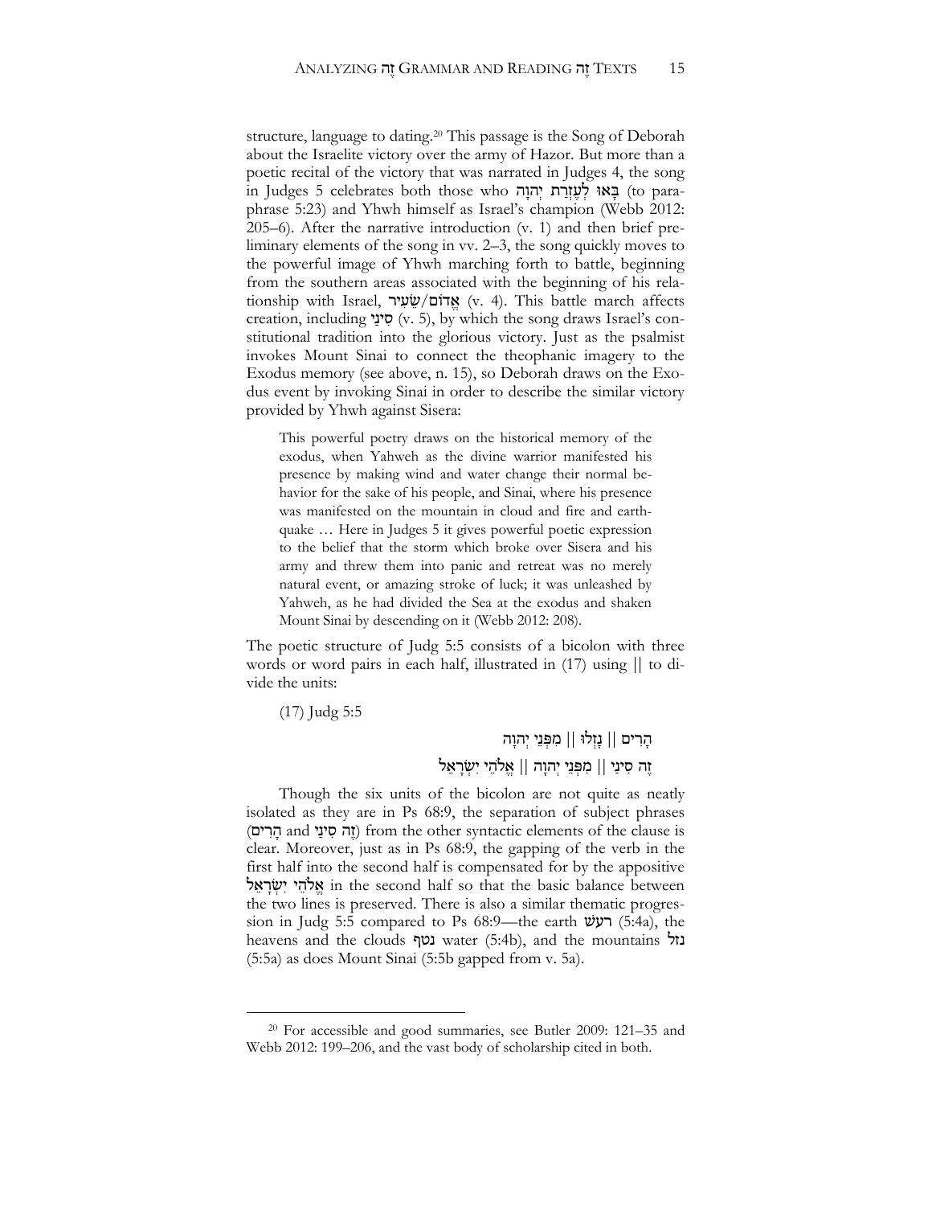structure, language to dating.[20] This passage is the Song of Deborah about the Israelite victory over the army of Hazor. But more than a poetic recital of the victory that was narrated in Judges 4, the song in Judges 5 celebrates both those who בָּאוּ לְעֶזְרַת יְהוָה (to paraphrase 5:23) and Yhwh himself as Israel's champion (Webb 2012: 205–6). After the narrative introduction (v. 1) and then brief preliminary elements of the song in vv. 2–3, the song quickly moves to the powerful image of Yhwh marching forth to battle, beginning from the southern areas associated with the beginning of his relationship with Israel, אֱדוֹם/שֵׂעִיר (v. 4). This battle march affects creation, including סִינַי (v. 5), by which the song draws Israel's constitutional tradition into the glorious victory. Just as the psalmist invokes Mount Sinai to connect the theophanic imagery to the Exodus memory (see above, n. 15), so Deborah draws on the Exodus event by invoking Sinai in order to describe the similar victory provided by Yhwh against Sisera:

> This powerful poetry draws on the historical memory of the exodus, when Yahweh as the divine warrior manifested his presence by making wind and water change their normal behavior for the sake of his people, and Sinai, where his presence was manifested on the mountain in cloud and fire and earthquake … Here in Judges 5 it gives powerful poetic expression to the belief that the storm which broke over Sisera and his army and threw them into panic and retreat was no merely natural event, or amazing stroke of luck; it was unleashed by Yahweh, as he had divided the Sea at the exodus and shaken Mount Sinai by descending on it (Webb 2012: 208).

The poetic structure of Judg 5:5 consists of a bicolon with three words or word pairs in each half, illustrated in (17) using || to divide the units:

(17) Judg 5:5

הָרִים || נָזְלוּ || מִפְּנֵי יְהוָה
זֶה סִינַי || מִפְּנֵי יְהוָה || אֱלֹהֵי יִשְׂרָאֵל

Though the six units of the bicolon are not quite as neatly isolated as they are in Ps 68:9, the separation of subject phrases (הָרִים and זֶה סִינַי) from the other syntactic elements of the clause is clear. Moreover, just as in Ps 68:9, the gapping of the verb in the first half into the second half is compensated for by the appositive אֱלֹהֵי יִשְׂרָאֵל in the second half so that the basic balance between the two lines is preserved. There is also a similar thematic progression in Judg 5:5 compared to Ps 68:9—the earth רעשׁ (5:4a), the heavens and the clouds נטף water (5:4b), and the mountains נזל (5:5a) as does Mount Sinai (5:5b gapped from v. 5a).

[20] For accessible and good summaries, see Butler 2009: 121–35 and Webb 2012: 199–206, and the vast body of scholarship cited in both.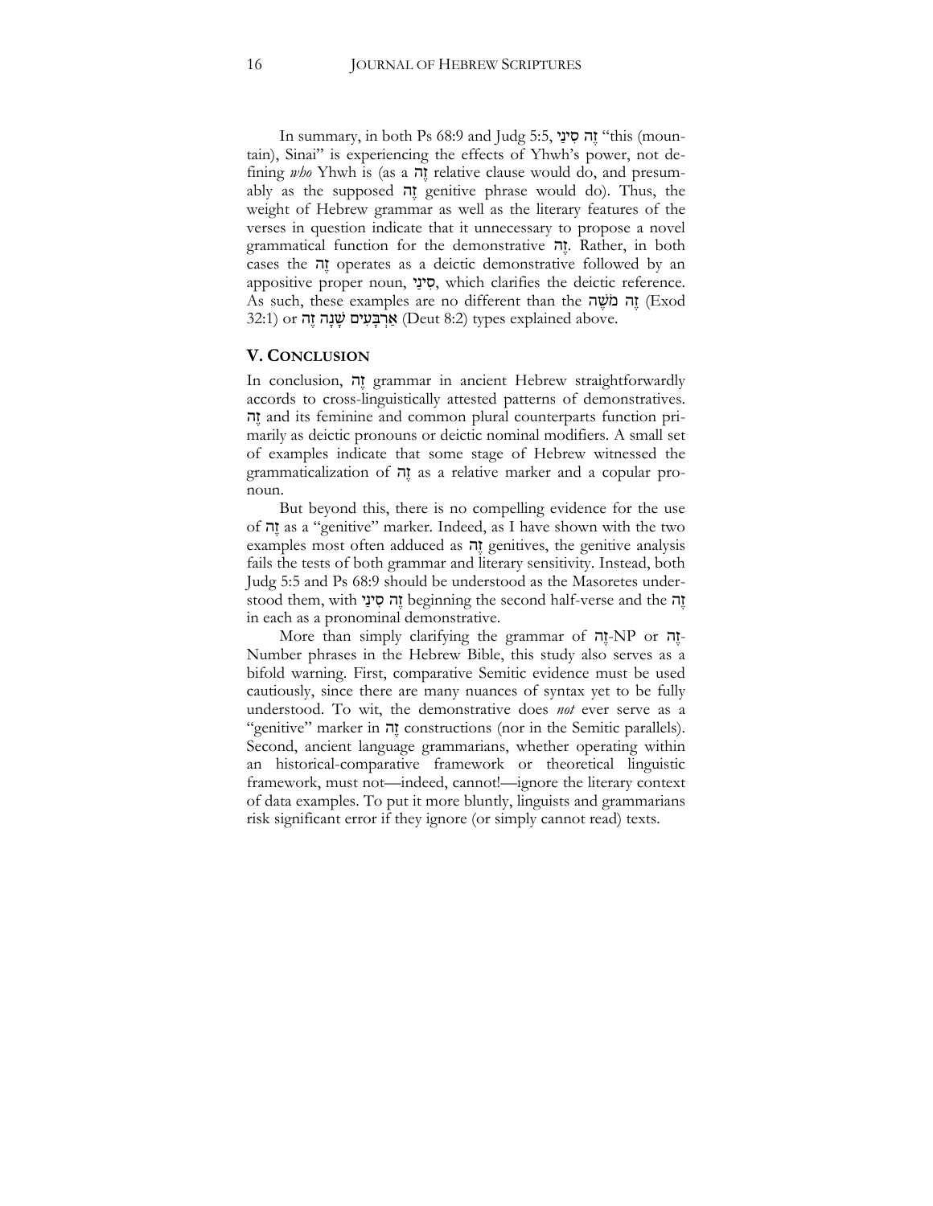In summary, in both Ps 68:9 and Judg 5:5, זֶה סִינַי "this (mountain), Sinai" is experiencing the effects of Yhwh's power, not defining *who* Yhwh is (as a זֶה relative clause would do, and presumably as the supposed זֶה genitive phrase would do). Thus, the weight of Hebrew grammar as well as the literary features of the verses in question indicate that it unnecessary to propose a novel grammatical function for the demonstrative זֶה. Rather, in both cases the זֶה operates as a deictic demonstrative followed by an appositive proper noun, סִינַי, which clarifies the deictic reference. As such, these examples are no different than the זֶה מֹשֶׁה (Exod 32:1) or אַרְבָּעִים שָׁנָה זֶה (Deut 8:2) types explained above.

## V. Conclusion

In conclusion, זֶה grammar in ancient Hebrew straightforwardly accords to cross-linguistically attested patterns of demonstratives. זֶה and its feminine and common plural counterparts function primarily as deictic pronouns or deictic nominal modifiers. A small set of examples indicate that some stage of Hebrew witnessed the grammaticalization of זֶה as a relative marker and a copular pronoun.

But beyond this, there is no compelling evidence for the use of זֶה as a "genitive" marker. Indeed, as I have shown with the two examples most often adduced as זֶה genitives, the genitive analysis fails the tests of both grammar and literary sensitivity. Instead, both Judg 5:5 and Ps 68:9 should be understood as the Masoretes understood them, with זֶה סִינַי beginning the second half-verse and the זֶה in each as a pronominal demonstrative.

More than simply clarifying the grammar of זֶה-NP or זֶה-Number phrases in the Hebrew Bible, this study also serves as a bifold warning. First, comparative Semitic evidence must be used cautiously, since there are many nuances of syntax yet to be fully understood. To wit, the demonstrative does *not* ever serve as a "genitive" marker in זֶה constructions (nor in the Semitic parallels). Second, ancient language grammarians, whether operating within an historical-comparative framework or theoretical linguistic framework, must not—indeed, cannot!—ignore the literary context of data examples. To put it more bluntly, linguists and grammarians risk significant error if they ignore (or simply cannot read) texts.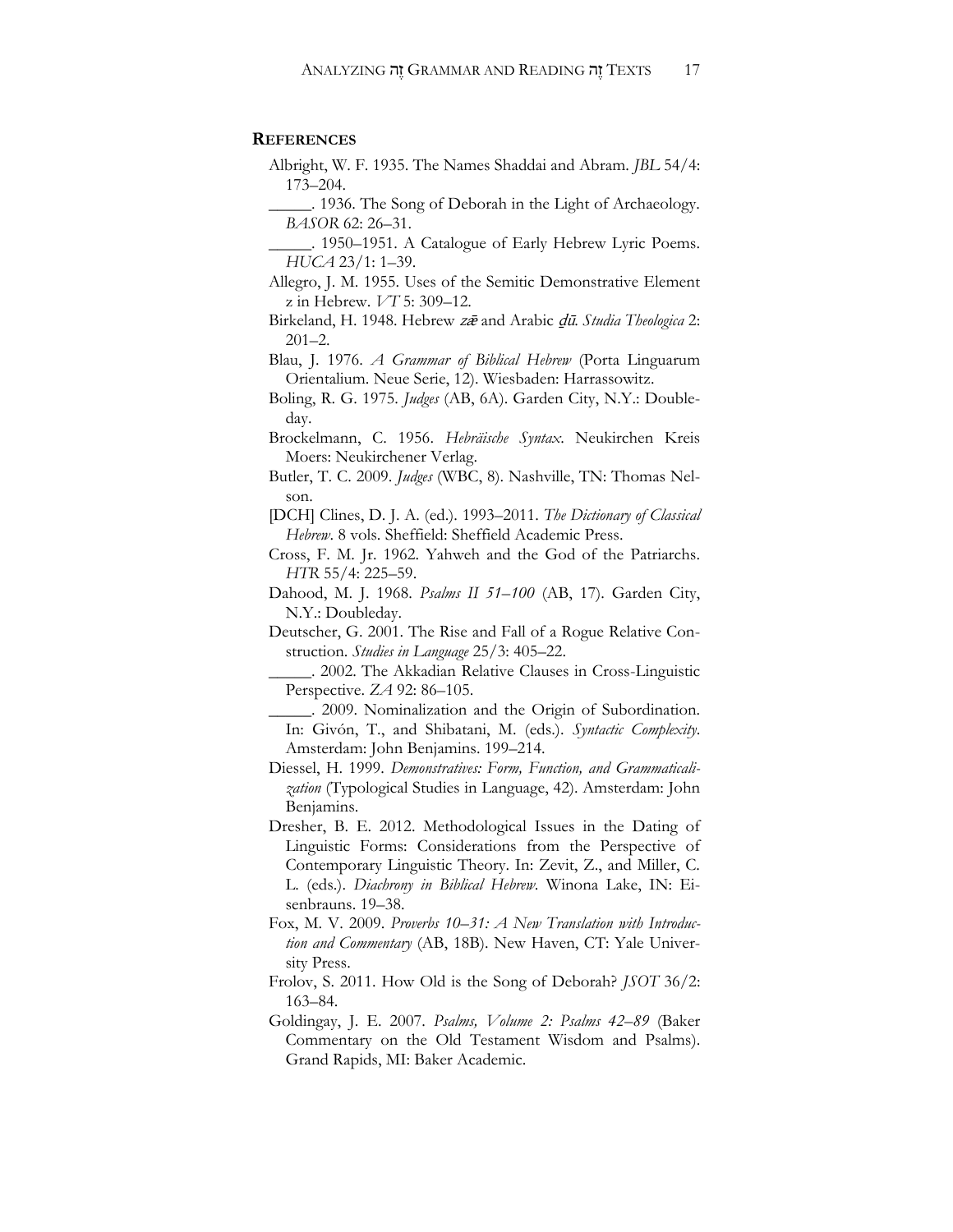## References

Albright, W. F. 1935. The Names Shaddai and Abram. *JBL* 54/4: 173–204.

_____. 1936. The Song of Deborah in the Light of Archaeology. *BASOR* 62: 26–31.

_____. 1950–1951. A Catalogue of Early Hebrew Lyric Poems. *HUCA* 23/1: 1–39.

Allegro, J. M. 1955. Uses of the Semitic Demonstrative Element z in Hebrew. *VT* 5: 309–12.

Birkeland, H. 1948. Hebrew *zǣ* and Arabic *ḏū*. *Studia Theologica* 2: 201–2.

Blau, J. 1976. *A Grammar of Biblical Hebrew* (Porta Linguarum Orientalium. Neue Serie, 12). Wiesbaden: Harrassowitz.

Boling, R. G. 1975. *Judges* (AB, 6A). Garden City, N.Y.: Doubleday.

Brockelmann, C. 1956. *Hebräische Syntax*. Neukirchen Kreis Moers: Neukirchener Verlag.

Butler, T. C. 2009. *Judges* (WBC, 8). Nashville, TN: Thomas Nelson.

[DCH] Clines, D. J. A. (ed.). 1993–2011. *The Dictionary of Classical Hebrew*. 8 vols. Sheffield: Sheffield Academic Press.

Cross, F. M. Jr. 1962. Yahweh and the God of the Patriarchs. *HTR* 55/4: 225–59.

Dahood, M. J. 1968. *Psalms II 51–100* (AB, 17). Garden City, N.Y.: Doubleday.

Deutscher, G. 2001. The Rise and Fall of a Rogue Relative Construction. *Studies in Language* 25/3: 405–22.

_____. 2002. The Akkadian Relative Clauses in Cross-Linguistic Perspective. *ZA* 92: 86–105.

_____. 2009. Nominalization and the Origin of Subordination. In: Givón, T., and Shibatani, M. (eds.). *Syntactic Complexity*. Amsterdam: John Benjamins. 199–214.

Diessel, H. 1999. *Demonstratives: Form, Function, and Grammaticalization* (Typological Studies in Language, 42). Amsterdam: John Benjamins.

Dresher, B. E. 2012. Methodological Issues in the Dating of Linguistic Forms: Considerations from the Perspective of Contemporary Linguistic Theory. In: Zevit, Z., and Miller, C. L. (eds.). *Diachrony in Biblical Hebrew*. Winona Lake, IN: Eisenbrauns. 19–38.

Fox, M. V. 2009. *Proverbs 10–31: A New Translation with Introduction and Commentary* (AB, 18B). New Haven, CT: Yale University Press.

Frolov, S. 2011. How Old is the Song of Deborah? *JSOT* 36/2: 163–84.

Goldingay, J. E. 2007. *Psalms, Volume 2: Psalms 42–89* (Baker Commentary on the Old Testament Wisdom and Psalms). Grand Rapids, MI: Baker Academic.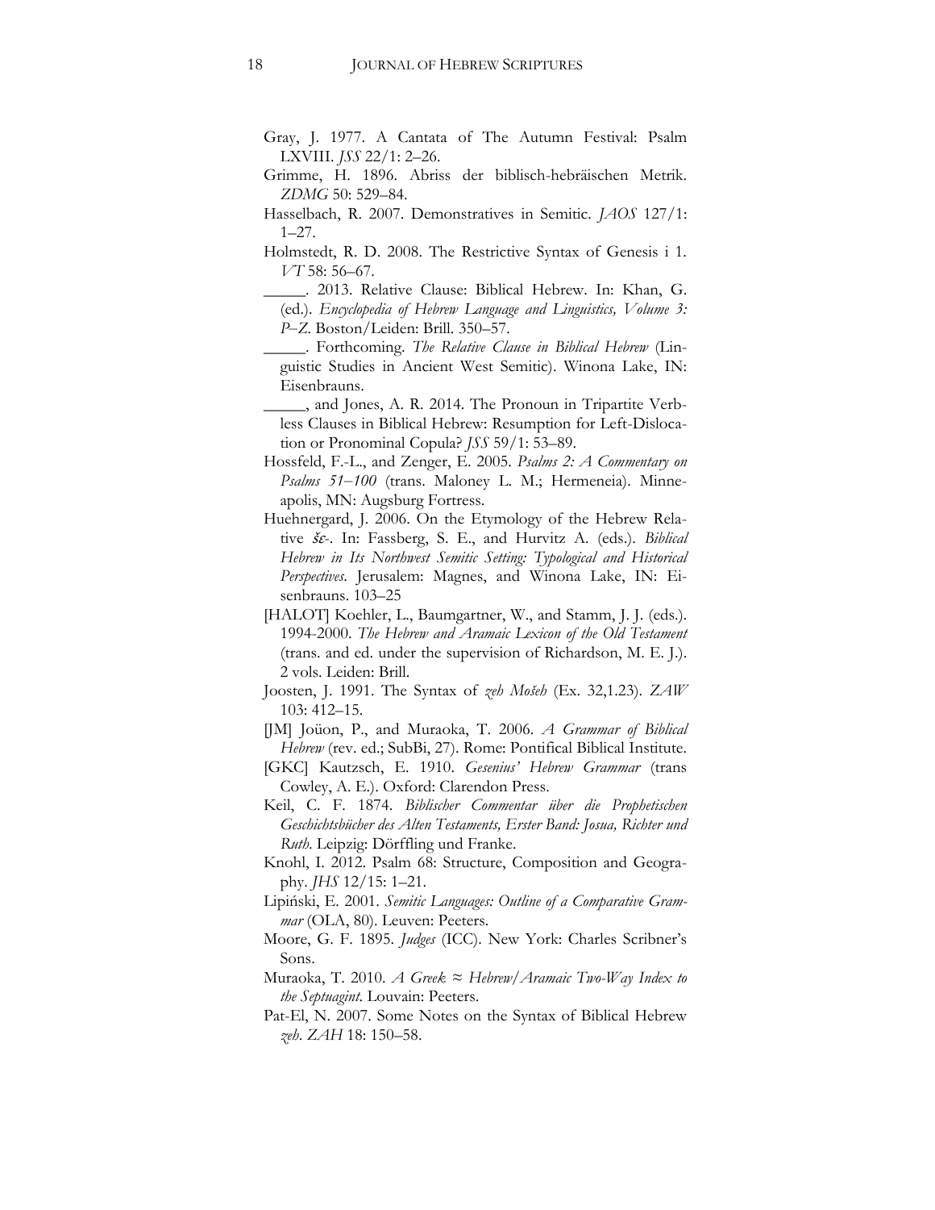Gray, J. 1977. A Cantata of The Autumn Festival: Psalm LXVIII. *JSS* 22/1: 2–26.

Grimme, H. 1896. Abriss der biblisch-hebräischen Metrik. *ZDMG* 50: 529–84.

Hasselbach, R. 2007. Demonstratives in Semitic. *JAOS* 127/1: 1–27.

Holmstedt, R. D. 2008. The Restrictive Syntax of Genesis i 1. *VT* 58: 56–67.

\_\_\_\_\_. 2013. Relative Clause: Biblical Hebrew. In: Khan, G. (ed.). *Encyclopedia of Hebrew Language and Linguistics, Volume 3: P–Z*. Boston/Leiden: Brill. 350–57.

\_\_\_\_\_. Forthcoming. *The Relative Clause in Biblical Hebrew* (Linguistic Studies in Ancient West Semitic). Winona Lake, IN: Eisenbrauns.

\_\_\_\_\_, and Jones, A. R. 2014. The Pronoun in Tripartite Verbless Clauses in Biblical Hebrew: Resumption for Left-Dislocation or Pronominal Copula? *JSS* 59/1: 53–89.

Hossfeld, F.-L., and Zenger, E. 2005. *Psalms 2: A Commentary on Psalms 51–100* (trans. Maloney L. M.; Hermeneia). Minneapolis, MN: Augsburg Fortress.

Huehnergard, J. 2006. On the Etymology of the Hebrew Relative *šɛ-*. In: Fassberg, S. E., and Hurvitz A. (eds.). *Biblical Hebrew in Its Northwest Semitic Setting: Typological and Historical Perspectives*. Jerusalem: Magnes, and Winona Lake, IN: Eisenbrauns. 103–25

[HALOT] Koehler, L., Baumgartner, W., and Stamm, J. J. (eds.). 1994-2000. *The Hebrew and Aramaic Lexicon of the Old Testament* (trans. and ed. under the supervision of Richardson, M. E. J.). 2 vols. Leiden: Brill.

Joosten, J. 1991. The Syntax of *zeh Mošeh* (Ex. 32,1.23). *ZAW* 103: 412–15.

[JM] Joüon, P., and Muraoka, T. 2006. *A Grammar of Biblical Hebrew* (rev. ed.; SubBi, 27). Rome: Pontifical Biblical Institute.

[GKC] Kautzsch, E. 1910. *Gesenius' Hebrew Grammar* (trans Cowley, A. E.). Oxford: Clarendon Press.

Keil, C. F. 1874. *Biblischer Commentar über die Prophetischen Geschichtsbücher des Alten Testaments, Erster Band: Josua, Richter und Ruth*. Leipzig: Dörffling und Franke.

Knohl, I. 2012. Psalm 68: Structure, Composition and Geography. *JHS* 12/15: 1–21.

Lipiński, E. 2001. *Semitic Languages: Outline of a Comparative Grammar* (OLA, 80). Leuven: Peeters.

Moore, G. F. 1895. *Judges* (ICC). New York: Charles Scribner's Sons.

Muraoka, T. 2010. *A Greek ≈ Hebrew/Aramaic Two-Way Index to the Septuagint*. Louvain: Peeters.

Pat-El, N. 2007. Some Notes on the Syntax of Biblical Hebrew *zeh*. *ZAH* 18: 150–58.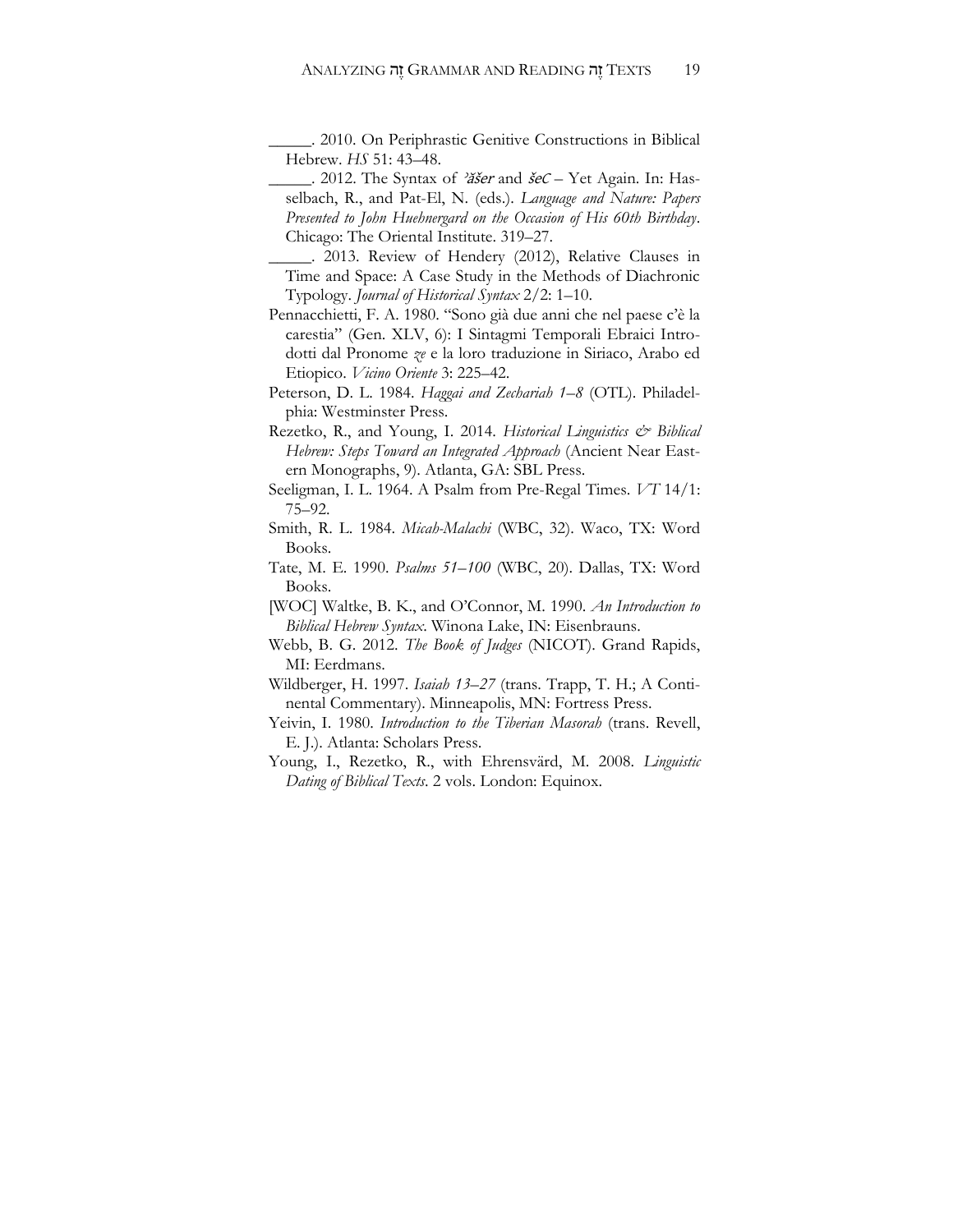\_\_\_\_\_. 2010. On Periphrastic Genitive Constructions in Biblical Hebrew. *HS* 51: 43–48.

\_\_\_\_\_. 2012. The Syntax of *ʾăšer* and *šeC* – Yet Again. In: Hasselbach, R., and Pat-El, N. (eds.). *Language and Nature: Papers Presented to John Huehnergard on the Occasion of His 60th Birthday*. Chicago: The Oriental Institute. 319–27.

\_\_\_\_\_. 2013. Review of Hendery (2012), Relative Clauses in Time and Space: A Case Study in the Methods of Diachronic Typology. *Journal of Historical Syntax* 2/2: 1–10.

Pennacchietti, F. A. 1980. "Sono già due anni che nel paese c'è la carestia" (Gen. XLV, 6): I Sintagmi Temporali Ebraici Introdotti dal Pronome *ze* e la loro traduzione in Siriaco, Arabo ed Etiopico. *Vicino Oriente* 3: 225–42.

Peterson, D. L. 1984. *Haggai and Zechariah 1–8* (OTL). Philadelphia: Westminster Press.

Rezetko, R., and Young, I. 2014. *Historical Linguistics & Biblical Hebrew: Steps Toward an Integrated Approach* (Ancient Near Eastern Monographs, 9). Atlanta, GA: SBL Press.

Seeligman, I. L. 1964. A Psalm from Pre-Regal Times. *VT* 14/1: 75–92.

Smith, R. L. 1984. *Micah-Malachi* (WBC, 32). Waco, TX: Word Books.

Tate, M. E. 1990. *Psalms 51–100* (WBC, 20). Dallas, TX: Word Books.

[WOC] Waltke, B. K., and O'Connor, M. 1990. *An Introduction to Biblical Hebrew Syntax*. Winona Lake, IN: Eisenbrauns.

Webb, B. G. 2012. *The Book of Judges* (NICOT). Grand Rapids, MI: Eerdmans.

Wildberger, H. 1997. *Isaiah 13–27* (trans. Trapp, T. H.; A Continental Commentary). Minneapolis, MN: Fortress Press.

Yeivin, I. 1980. *Introduction to the Tiberian Masorah* (trans. Revell, E. J.). Atlanta: Scholars Press.

Young, I., Rezetko, R., with Ehrensvärd, M. 2008. *Linguistic Dating of Biblical Texts*. 2 vols. London: Equinox.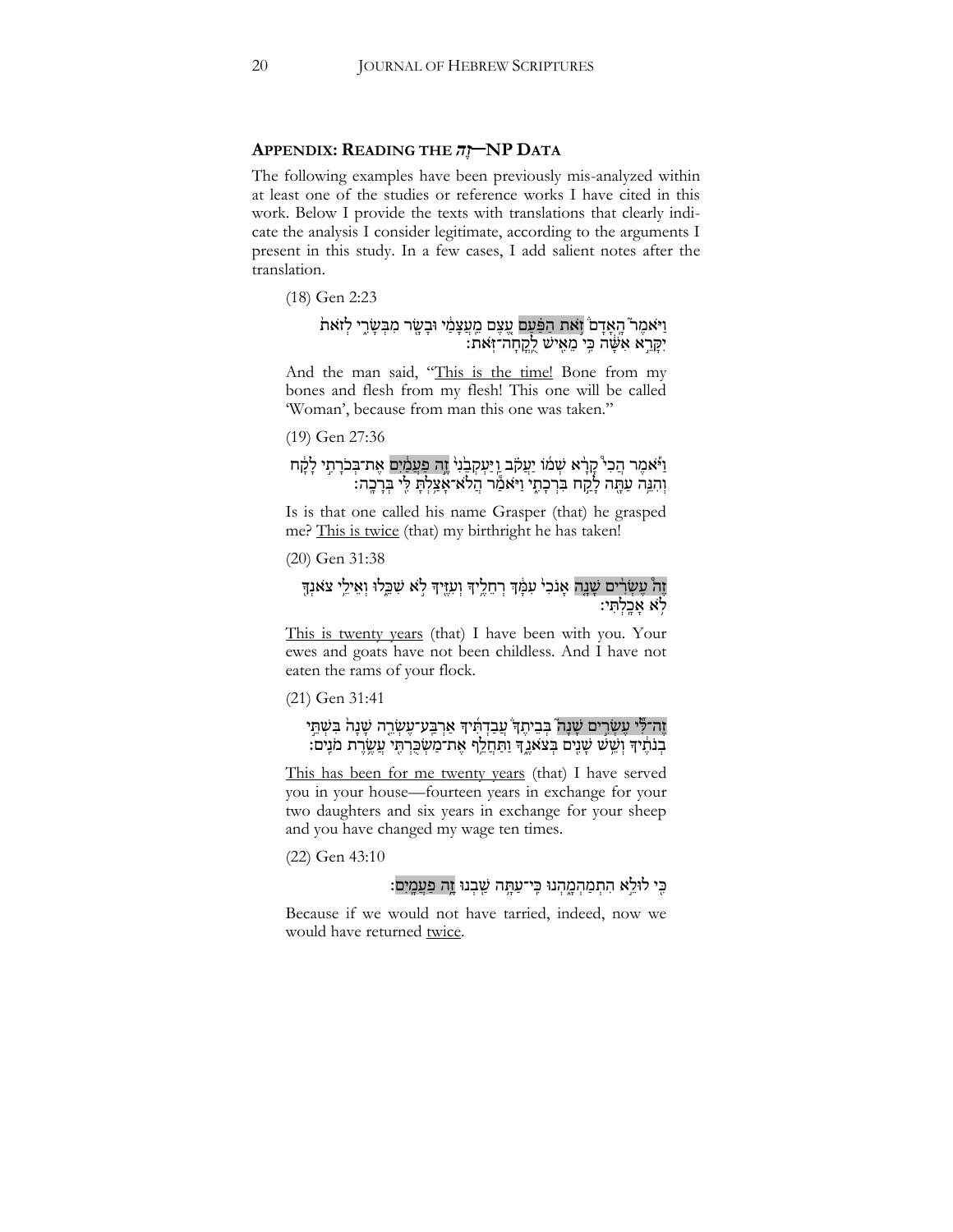## APPENDIX: READING THE זֶה—NP DATA

The following examples have been previously mis-analyzed within at least one of the studies or reference works I have cited in this work. Below I provide the texts with translations that clearly indicate the analysis I consider legitimate, according to the arguments I present in this study. In a few cases, I add salient notes after the translation.

(18) Gen 2:23

וַיֹּאמֶר֮ הָֽאָדָם֒ זֹ֣את הַפַּ֗עַם עֶ֚צֶם מֵֽעֲצָמַ֔י וּבָשָׂ֖ר מִבְּשָׂרִ֑י לְזֹאת֙ יִקָּרֵ֣א אִשָּׁ֔ה כִּ֥י מֵאִ֖ישׁ לֻֽקֳחָה־זֹּֽאת׃

And the man said, "<u>This is the time!</u> Bone from my bones and flesh from my flesh! This one will be called 'Woman', because from man this one was taken."

(19) Gen 27:36

וַיֹּ֡אמֶר הֲכִי֩ קָרָ֨א שְׁמ֜וֹ יַעֲקֹ֗ב וַֽיַּעְקְבֵ֙נִי֙ זֶ֣ה פַעֲמַ֔יִם אֶת־בְּכֹרָתִ֣י לָקָ֔ח וְהִנֵּ֥ה עַתָּ֖ה לָקַ֣ח בִּרְכָתִ֑י וַיֹּאמַ֕ר הֲלֹא־אָצַ֥לְתָּ לִּ֖י בְּרָכָֽה׃

Is is that one called his name Grasper (that) he grasped me? <u>This is twice</u> (that) my birthright he has taken!

(20) Gen 31:38

זֶה֩ עֶשְׂרִ֨ים שָׁנָ֜ה אָנֹכִ֣י עִמָּ֗ךְ רְחֵלֶ֥יךָ וְעִזֶּ֖יךָ לֹ֣א שִׁכֵּ֑לוּ וְאֵילֵ֥י צֹאנְךָ֖ לֹ֥א אָכָֽלְתִּי׃

<u>This is twenty years</u> (that) I have been with you. Your ewes and goats have not been childless. And I have not eaten the rams of your flock.

(21) Gen 31:41

זֶה־לִּ֞י עֶשְׂרִ֣ים שָׁנָה֮ בְּבֵיתֶ֒ךָ֒ עֲבַדְתִּ֜יךָ אַרְבַּֽע־עֶשְׂרֵ֤ה שָׁנָה֙ בִּשְׁתֵּ֣י בְנֹתֶ֔יךָ וְשֵׁ֥שׁ שָׁנִ֖ים בְּצֹאנֶ֑ךָ וַתַּחֲלֵ֥ף אֶת־מַשְׂכֻּרְתִּ֖י עֲשֶׂ֥רֶת מֹנִֽים׃

<u>This has been for me twenty years</u> (that) I have served you in your house—fourteen years in exchange for your two daughters and six years in exchange for your sheep and you have changed my wage ten times.

(22) Gen 43:10

כִּ֖י לוּלֵ֣א הִתְמַהְמָ֑הְנוּ כִּֽי־עַתָּ֥ה שַׁ֖בְנוּ זֶ֥ה פַעֲמָֽיִם׃

Because if we would not have tarried, indeed, now we would have returned <u>twice</u>.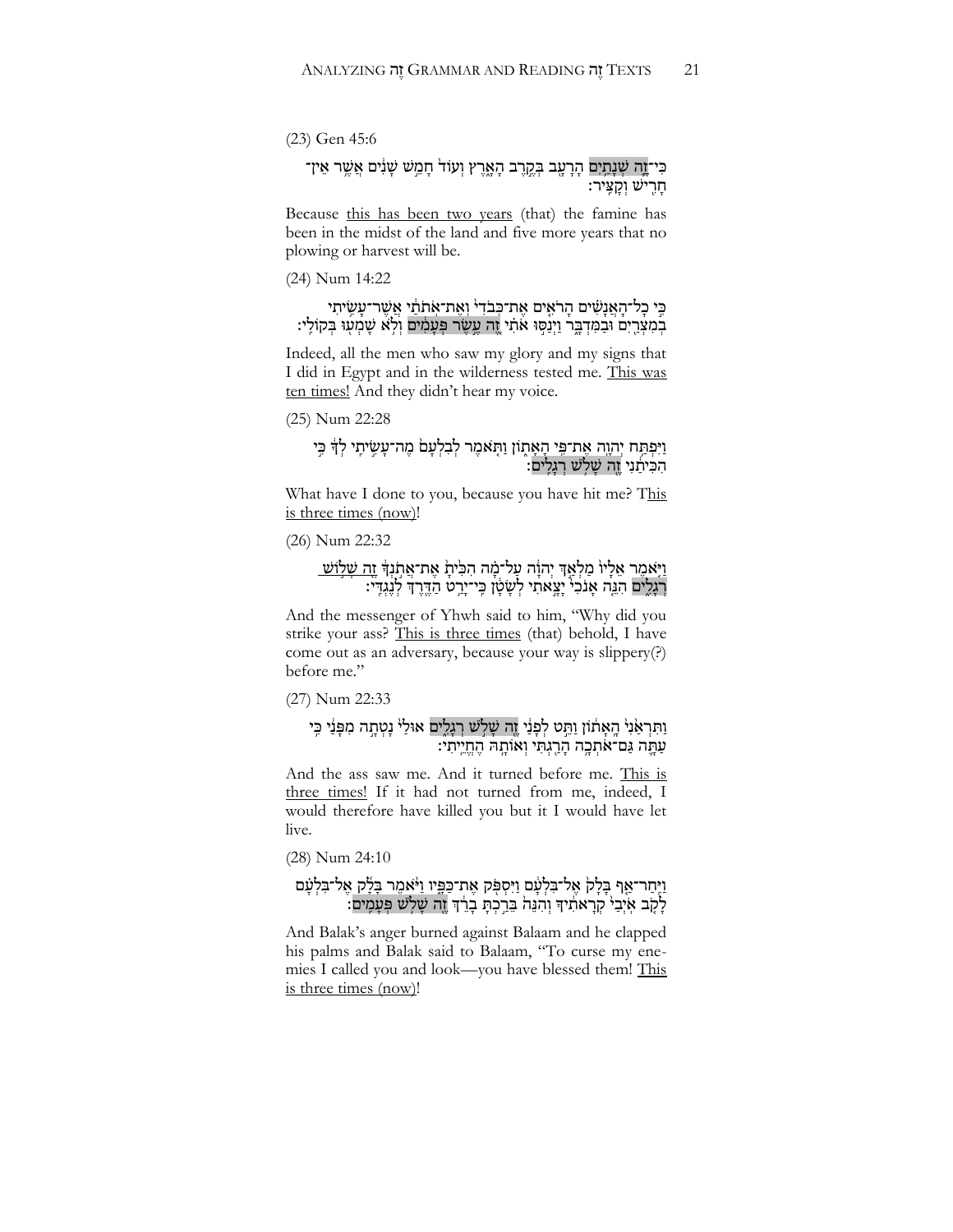(23) Gen 45:6

כִּי־זֶה שְׁנָתַיִם הָרָעָב בְּקֶרֶב הָאָרֶץ וְעוֹד חָמֵשׁ שָׁנִים אֲשֶׁר אֵין־חָרִישׁ וְקָצִיר׃

Because <u>this has been two years</u> (that) the famine has been in the midst of the land and five more years that no plowing or harvest will be.

(24) Num 14:22

כִּי כָל־הָאֲנָשִׁים הָרֹאִים אֶת־כְּבֹדִי וְאֶת־אֹתֹתַי אֲשֶׁר־עָשִׂיתִי בְמִצְרַיִם וּבַמִּדְבָּר וַיְנַסּוּ אֹתִי זֶה עֶשֶׂר פְּעָמִים וְלֹא שָׁמְעוּ בְּקוֹלִי׃

Indeed, all the men who saw my glory and my signs that I did in Egypt and in the wilderness tested me. <u>This was ten times!</u> And they didn't hear my voice.

(25) Num 22:28

וַיִּפְתַּח יְהוָה אֶת־פִּי הָאָתוֹן וַתֹּאמֶר לְבִלְעָם מֶה־עָשִׂיתִי לְךָ כִּי הִכִּיתַנִי זֶה שָׁלֹשׁ רְגָלִים׃

What have I done to you, because you have hit me? T<u>his is three times (now)</u>!

(26) Num 22:32

וַיֹּאמֶר אֵלָיו מַלְאַךְ יְהוָה עַל־מָה הִכִּיתָ אֶת־אֲתֹנְךָ <u>זֶה שָׁלוֹשׁ רְגָלִים</u> הִנֵּה אָנֹכִי יָצָאתִי לְשָׂטָן כִּי־יָרַט הַדֶּרֶךְ לְנֶגְדִּי׃

And the messenger of Yhwh said to him, "Why did you strike your ass? <u>This is three times</u> (that) behold, I have come out as an adversary, because your way is slippery(?) before me."

(27) Num 22:33

וַתִּרְאַנִי הָאָתוֹן וַתֵּט לְפָנַי זֶה שָׁלֹשׁ רְגָלִים אוּלַי נָטְתָה מִפָּנַי כִּי עַתָּה גַּם־אֹתְכָה הָרַגְתִּי וְאוֹתָהּ הֶחֱיֵיתִי׃

And the ass saw me. And it turned before me. <u>This is three times!</u> If it had not turned from me, indeed, I would therefore have killed you but it I would have let live.

(28) Num 24:10

וַיִּחַר־אַף בָּלָק אֶל־בִּלְעָם וַיִּסְפֹּק אֶת־כַּפָּיו וַיֹּאמֶר בָּלָק אֶל־בִּלְעָם לָקֹב אֹיְבַי קְרָאתִיךָ וְהִנֵּה בֵּרַכְתָּ בָרֵךְ זֶה שָׁלֹשׁ פְּעָמִים׃

And Balak's anger burned against Balaam and he clapped his palms and Balak said to Balaam, "To curse my enemies I called you and look—you have blessed them! <u>This is three times (now)</u>!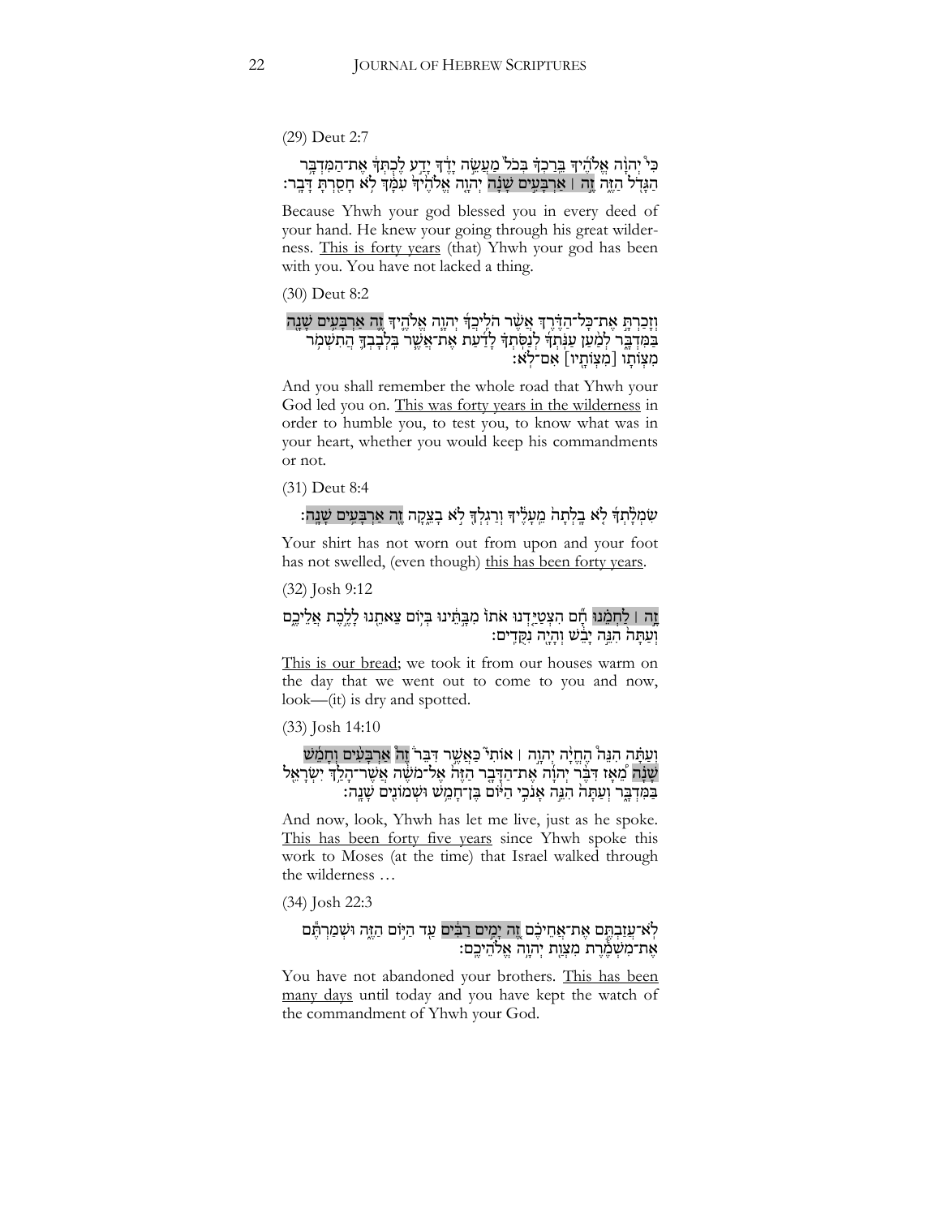(29) Deut 2:7

כִּי֩ יְהוָ֨ה אֱלֹהֶ֜יךָ בֵּרַכְךָ֗ בְּכֹל֙ מַעֲשֵׂ֣ה יָדֶ֔ךָ יָדַ֣ע לֶכְתְּךָ֔ אֶת־הַמִּדְבָּ֥ר הַגָּדֹ֖ל הַזֶּ֑ה זֶ֣ה ׀ אַרְבָּעִ֣ים שָׁנָ֗ה יְהוָ֤ה אֱלֹהֶ֙יךָ֙ עִמָּ֔ךְ לֹ֥א חָסַ֖רְתָּ דָּבָֽר׃

Because Yhwh your god blessed you in every deed of your hand. He knew your going through his great wilderness. <u>This is forty years</u> (that) Yhwh your god has been with you. You have not lacked a thing.

(30) Deut 8:2

וְזָכַרְתָּ֣ אֶת־כָּל־הַדֶּ֗רֶךְ אֲשֶׁ֨ר הֹלִֽיכֲךָ֜ יְהוָ֧ה אֱלֹהֶ֛יךָ זֶ֛ה אַרְבָּעִ֥ים שָׁנָ֖ה בַּמִּדְבָּ֑ר לְמַ֨עַן עַנֹּֽתְךָ֜ לְנַסֹּֽתְךָ֗ לָדַ֜עַת אֶת־אֲשֶׁ֧ר בִּֽלְבָבְךָ֛ הֲתִשְׁמֹ֥ר מִצְוֹתָ֖ו [מִצְוֹתָ֖יו] אִם־לֹֽא׃

And you shall remember the whole road that Yhwh your God led you on. <u>This was forty years in the wilderness</u> in order to humble you, to test you, to know what was in your heart, whether you would keep his commandments or not.

(31) Deut 8:4

שִׂמְלָ֨תְךָ֜ לֹ֤א בָֽלְתָה֙ מֵֽעָלֶ֔יךָ וְרַגְלְךָ֖ לֹ֣א בָצֵ֑קָה זֶ֖ה אַרְבָּעִ֥ים שָׁנָֽה׃

Your shirt has not worn out from upon and your foot has not swelled, (even though) <u>this has been forty years</u>.

(32) Josh 9:12

זֶ֣ה ׀ לַחְמֵ֗נוּ חָ֞ם הִצְטַיַּ֤דְנוּ אֹתוֹ֙ מִבָּ֣תֵּ֔ינוּ בְּי֥וֹם צֵאתֵ֖נוּ לָלֶ֣כֶת אֲלֵיכֶ֑ם וְעַתָּה֙ הִנֵּ֣ה יָבֵ֔שׁ וְהָיָ֖ה נִקֻּדִֽים׃

<u>This is our bread</u>; we took it from our houses warm on the day that we went out to come to you and now, look—(it) is dry and spotted.

(33) Josh 14:10

וְעַתָּ֗ה הִנֵּה֩ הֶחֱיָ֨ה יְהוָ֥ה ׀ אוֹתִי֮ כַּאֲשֶׁ֣ר דִּבֵּר֒ זֶה֩ אַרְבָּעִ֨ים וְחָמֵ֜שׁ שָׁנָ֗ה מֵ֠אָז דִּבֶּ֨ר יְהוָ֜ה אֶת־הַדָּבָ֤ר הַזֶּה֙ אֶל־מֹשֶׁ֔ה אֲשֶׁר־הָלַ֥ךְ יִשְׂרָאֵ֖ל בַּמִּדְבָּ֑ר וְעַתָּה֙ הִנֵּ֣ה אָנֹכִ֣י הַיּ֔וֹם בֶּן־חָמֵ֥שׁ וּשְׁמוֹנִ֖ים שָׁנָֽה׃

And now, look, Yhwh has let me live, just as he spoke. <u>This has been forty five years</u> since Yhwh spoke this work to Moses (at the time) that Israel walked through the wilderness …

(34) Josh 22:3

לֹֽא־עֲזַבְתֶּ֣ם אֶת־אֲחֵיכֶ֗ם זֶ֚ה יָמִ֣ים רַבִּ֔ים עַ֖ד הַיּ֣וֹם הַזֶּ֑ה וּשְׁמַרְתֶּ֕ם אֶת־מִשְׁמֶ֕רֶת מִצְוַ֖ת יְהוָ֥ה אֱלֹהֵיכֶֽם׃

You have not abandoned your brothers. <u>This has been many days</u> until today and you have kept the watch of the commandment of Yhwh your God.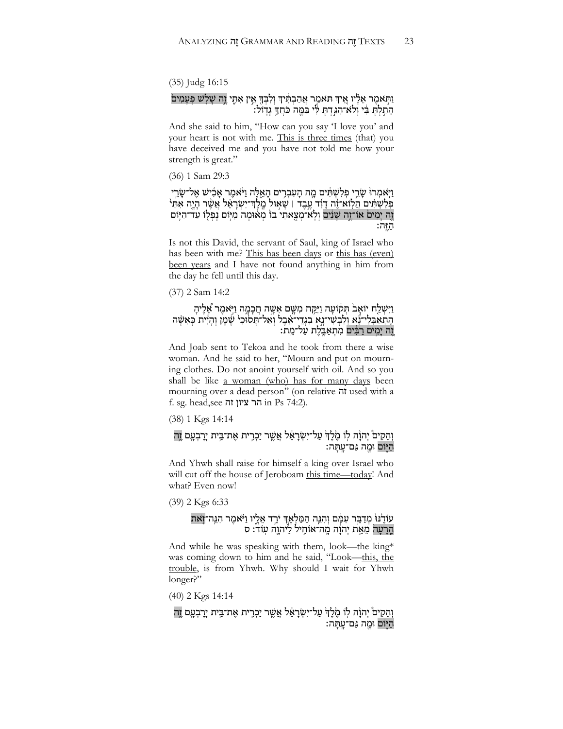(35) Judg 16:15

וַתֹּאמֶר אֵלָיו אֵיךְ תֹּאמַר אֲהַבְתִּיךְ וְלִבְּךָ אֵין אִתִּי זֶה שָׁלֹשׁ פְּעָמִים הֵתַלְתָּ בִּי וְלֹא־הִגַּדְתָּ לִּי בַּמֶּה כֹּחֲךָ גָדוֹל׃

And she said to him, "How can you say 'I love you' and your heart is not with me. <u>This is three times</u> (that) you have deceived me and you have not told me how your strength is great."

(36) 1 Sam 29:3

וַיֹּאמְרוּ שָׂרֵי פְלִשְׁתִּים מָה הָעִבְרִים הָאֵלֶּה וַיֹּאמֶר אָכִישׁ אֶל־שָׂרֵי פְלִשְׁתִּים הֲלוֹא־זֶה דָוִד עֶבֶד ׀ שָׁאוּל מֶלֶךְ־יִשְׂרָאֵל אֲשֶׁר הָיָה אִתִּי זֶה יָמִים אוֹ־זֶה שָׁנִים וְלֹא־מָצָאתִי בוֹ מְאוּמָה מִיּוֹם נָפְלוֹ עַד־הַיּוֹם הַזֶּה׃

Is not this David, the servant of Saul, king of Israel who has been with me? <u>This has been days</u> or <u>this has (even) been years</u> and I have not found anything in him from the day he fell until this day.

(37) 2 Sam 14:2

וַיִּשְׁלַח יוֹאָב תְּקוֹעָה וַיִּקַּח מִשָּׁם אִשָּׁה חֲכָמָה וַיֹּאמֶר אֵלֶיהָ הִתְאַבְּלִי־נָא וְלִבְשִׁי־נָא בִגְדֵי־אֵבֶל וְאַל־תָּסוּכִי שֶׁמֶן וְהָיִית כְּאִשָּׁה זֶה יָמִים רַבִּים מִתְאַבֶּלֶת עַל־מֵת׃

And Joab sent to Tekoa and he took from there a wise woman. And he said to her, "Mourn and put on mourning clothes. Do not anoint yourself with oil. And so you shall be like <u>a woman (who) has for many days</u> been mourning over a dead person" (on relative זה used with a f. sg. head,see הר ציון זה in Ps 74:2).

(38) 1 Kgs 14:14

וְהֵקִים יְהוָה לוֹ מֶלֶךְ עַל־יִשְׂרָאֵל אֲשֶׁר יַכְרִית אֶת־בֵּית יָרָבְעָם זֶה הַיּוֹם וּמֶה גַּם־עָתָּה׃

And Yhwh shall raise for himself a king over Israel who will cut off the house of Jeroboam <u>this time—today</u>! And what? Even now!

(39) 2 Kgs 6:33

עוֹדֶנּוּ מְדַבֵּר עִמָּם וְהִנֵּה הַמַּלְאָךְ יֹרֵד אֵלָיו וַיֹּאמֶר הִנֵּה־זֹאת הָרָעָה מֵאֵת יְהוָה מָה־אוֹחִיל לַיהוָה עוֹד׃ ס

And while he was speaking with them, look—the king* was coming down to him and he said, "Look—<u>this, the trouble</u>, is from Yhwh. Why should I wait for Yhwh longer?"

(40) 2 Kgs 14:14

וְהֵקִים יְהוָה לוֹ מֶלֶךְ עַל־יִשְׂרָאֵל אֲשֶׁר יַכְרִית אֶת־בֵּית יָרָבְעָם זֶה הַיּוֹם וּמֶה גַּם־עָתָּה׃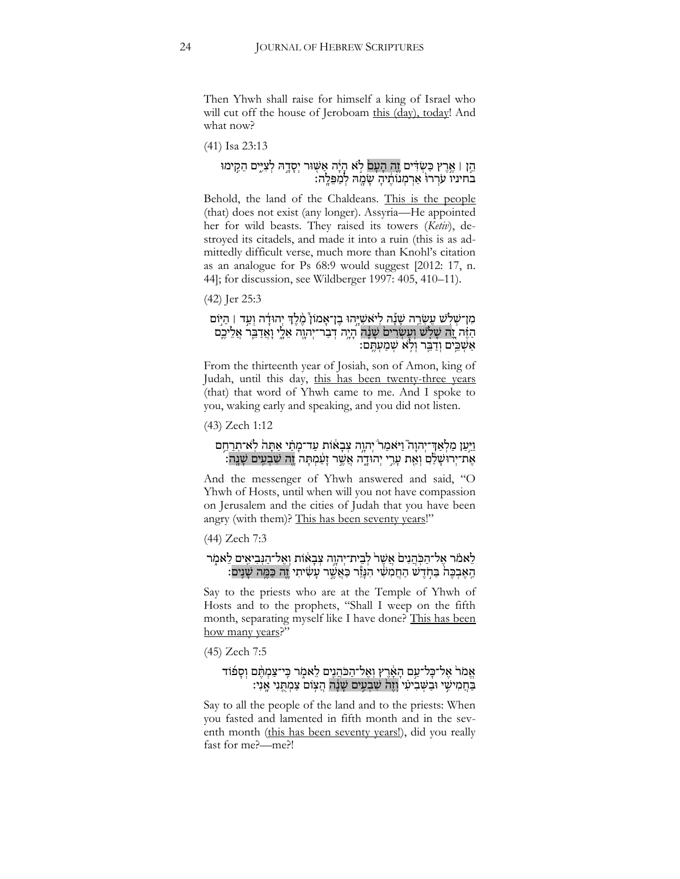Then Yhwh shall raise for himself a king of Israel who will cut off the house of Jeroboam this (day), today! And what now?

(41) Isa 23:13

הֵ֣ן ׀ אֶ֣רֶץ כַּשְׂדִּ֗ים זֶ֤ה הָעָם֙ לֹ֣א הָיָ֔ה אַשּׁ֖וּר יְסָדָ֣הּ לְצִיִּ֑ים הֵקִ֨ימוּ בחיניו עֹרְרוּ֙ אַרְמְנוֹתֶ֔יהָ שָׂמָ֖הּ לְמַפֵּלָֽה׃

Behold, the land of the Chaldeans. This is the people (that) does not exist (any longer). Assyria—He appointed her for wild beasts. They raised its towers (*Ketiv*), destroyed its citadels, and made it into a ruin (this is as admittedly difficult verse, much more than Knohl's citation as an analogue for Ps 68:9 would suggest [2012: 17, n. 44]; for discussion, see Wildberger 1997: 405, 410–11).

(42) Jer 25:3

מִן־שְׁלֹ֣שׁ עֶשְׂרֵ֣ה שָׁנָ֡ה לְיֹאשִׁיָּ֣הוּ בֶן־אָמוֹן֩ מֶ֨לֶךְ יְהוּדָ֜ה וְעַ֣ד ׀ הַיּ֣וֹם הַזֶּ֗ה זֶ֚ה שָׁלֹ֤שׁ וְעֶשְׂרִים֙ שָׁנָ֔ה הָיָ֥ה דְבַר־יְהוָ֖ה אֵלָ֑י וָאֲדַבֵּ֧ר אֲלֵיכֶ֛ם אַשְׁכֵּ֥ים וְדַבֵּ֖ר וְלֹ֥א שְׁמַעְתֶּֽם׃

From the thirteenth year of Josiah, son of Amon, king of Judah, until this day, this has been twenty-three years (that) that word of Yhwh came to me. And I spoke to you, waking early and speaking, and you did not listen.

(43) Zech 1:12

וַיַּ֣עַן מַלְאַךְ־יְהוָה֮ וַיֹּאמַר֒ יְהוָ֣ה צְבָא֔וֹת עַד־מָתַ֕י אַתָּה֙ לֹֽא־תְרַחֵ֣ם אֶת־יְרוּשָׁלִַ֔ם וְאֵ֖ת עָרֵ֣י יְהוּדָ֑ה אֲשֶׁ֣ר זָעַ֔מְתָּה זֶ֖ה שִׁבְעִ֥ים שָׁנָֽה׃

And the messenger of Yhwh answered and said, "O Yhwh of Hosts, until when will you not have compassion on Jerusalem and the cities of Judah that you have been angry (with them)? This has been seventy years!"

(44) Zech 7:3

לֵאמֹ֗ר אֶל־הַכֹּהֲנִים֙ אֲשֶׁ֣ר לְבֵית־יְהוָ֣ה צְבָא֔וֹת וְאֶל־הַנְּבִיאִ֖ים לֵאמֹ֑ר הַאֶבְכֶּה֙ בַּחֹ֣דֶשׁ הַחֲמִשִׁ֔י הִנָּזֵ֕ר כַּאֲשֶׁ֣ר עָשִׂ֔יתִי זֶ֖ה כַּמֶּ֥ה שָׁנִֽים׃

Say to the priests who are at the Temple of Yhwh of Hosts and to the prophets, "Shall I weep on the fifth month, separating myself like I have done? This has been how many years?"

(45) Zech 7:5

אֱמֹר֙ אֶל־כָּל־עַ֣ם הָאָ֔רֶץ וְאֶל־הַכֹּהֲנִ֖ים לֵאמֹ֑ר כִּֽי־צַמְתֶּ֨ם וְסָפ֜וֹד בַּחֲמִישִׁ֣י וּבַשְּׁבִיעִ֗י וְזֶה֙ שִׁבְעִ֣ים שָׁנָ֔ה הֲצ֥וֹם צַמְתֻּ֖נִי אָֽנִי׃

Say to all the people of the land and to the priests: When you fasted and lamented in fifth month and in the seventh month (this has been seventy years!), did you really fast for me?—me?!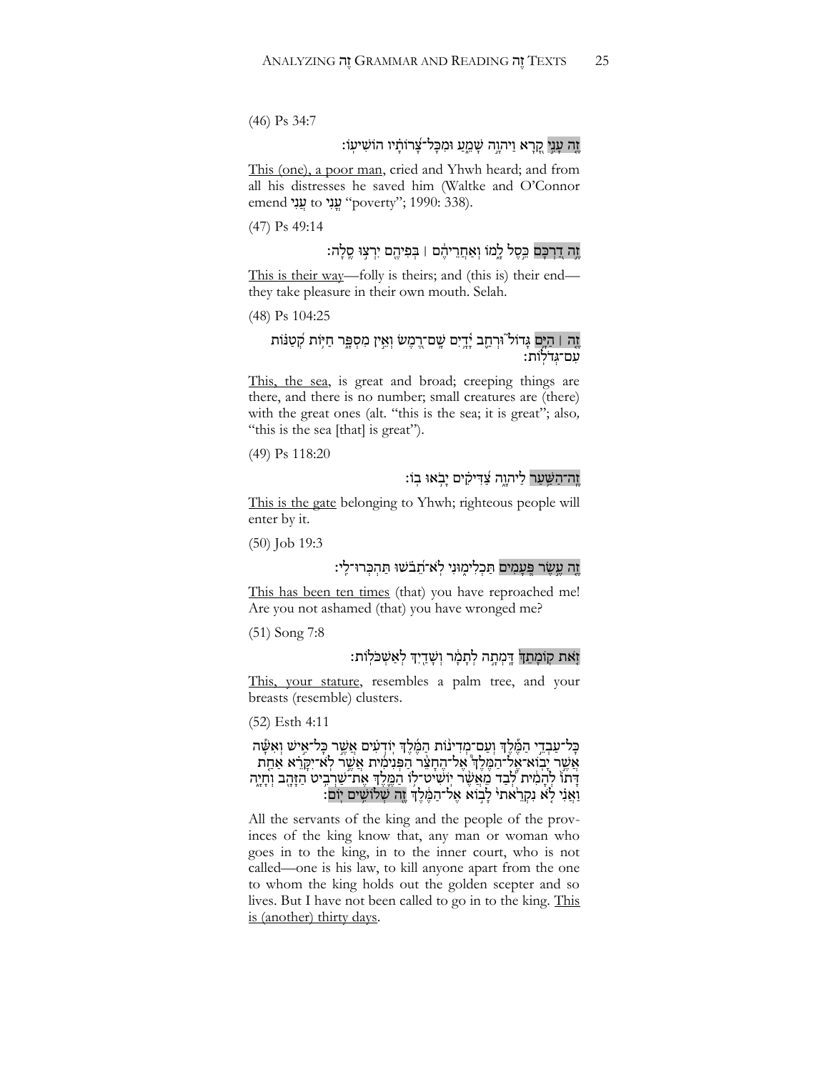(46) Ps 34:7

זֶה עָנִי קָרָא וַיהוָה שָׁמֵעַ וּמִכָּל־צָרוֹתָיו הוֹשִׁיעוֹ׃

This (one), a poor man, cried and Yhwh heard; and from all his distresses he saved him (Waltke and O'Connor emend עָנִי to עֳנִי "poverty"; 1990: 338).

(47) Ps 49:14

זֶה דַרְכָּם כֵּסֶל לָמוֹ וְאַחֲרֵיהֶם ׀ בְּפִיהֶם יִרְצוּ סֶלָה׃

This is their way—folly is theirs; and (this is) their end—they take pleasure in their own mouth. Selah.

(48) Ps 104:25

זֶה ׀ הַיָּם גָּדוֹל וּרְחַב יָדָיִם שָׁם־רֶמֶשׂ וְאֵין מִסְפָּר חַיּוֹת קְטַנּוֹת עִם־גְּדֹלוֹת׃

This, the sea, is great and broad; creeping things are there, and there is no number; small creatures are (there) with the great ones (alt. "this is the sea; it is great"; also, "this is the sea [that] is great").

(49) Ps 118:20

זֶה־הַשַּׁעַר לַיהוָה צַדִּיקִים יָבֹאוּ בוֹ׃

This is the gate belonging to Yhwh; righteous people will enter by it.

(50) Job 19:3

זֶה עֶשֶׂר פְּעָמִים תַּכְלִימוּנִי לֹא־תֵבֹשׁוּ תַּהְכְּרוּ־לִי׃

This has been ten times (that) you have reproached me! Are you not ashamed (that) you have wronged me?

(51) Song 7:8

זֹאת קוֹמָתֵךְ דָּמְתָה לְתָמָר וְשָׁדַיִךְ לְאַשְׁכֹּלוֹת׃

This, your stature, resembles a palm tree, and your breasts (resemble) clusters.

(52) Esth 4:11

כָּל־עַבְדֵי הַמֶּלֶךְ וְעַם־מְדִינוֹת הַמֶּלֶךְ יוֹדְעִים אֲשֶׁר כָּל־אִישׁ וְאִשָּׁה אֲשֶׁר יָבוֹא־אֶל־הַמֶּלֶךְ אֶל־הֶחָצֵר הַפְּנִימִית אֲשֶׁר לֹא־יִקָּרֵא אַחַת דָּתוֹ לְהָמִית לְבַד מֵאֲשֶׁר יוֹשִׁיט־לוֹ הַמֶּלֶךְ אֶת־שַׁרְבִיט הַזָּהָב וְחָיָה וַאֲנִי לֹא נִקְרֵאתִי לָבוֹא אֶל־הַמֶּלֶךְ זֶה שְׁלוֹשִׁים יוֹם׃

All the servants of the king and the people of the provinces of the king know that, any man or woman who goes in to the king, in to the inner court, who is not called—one is his law, to kill anyone apart from the one to whom the king holds out the golden scepter and so lives. But I have not been called to go in to the king. This is (another) thirty days.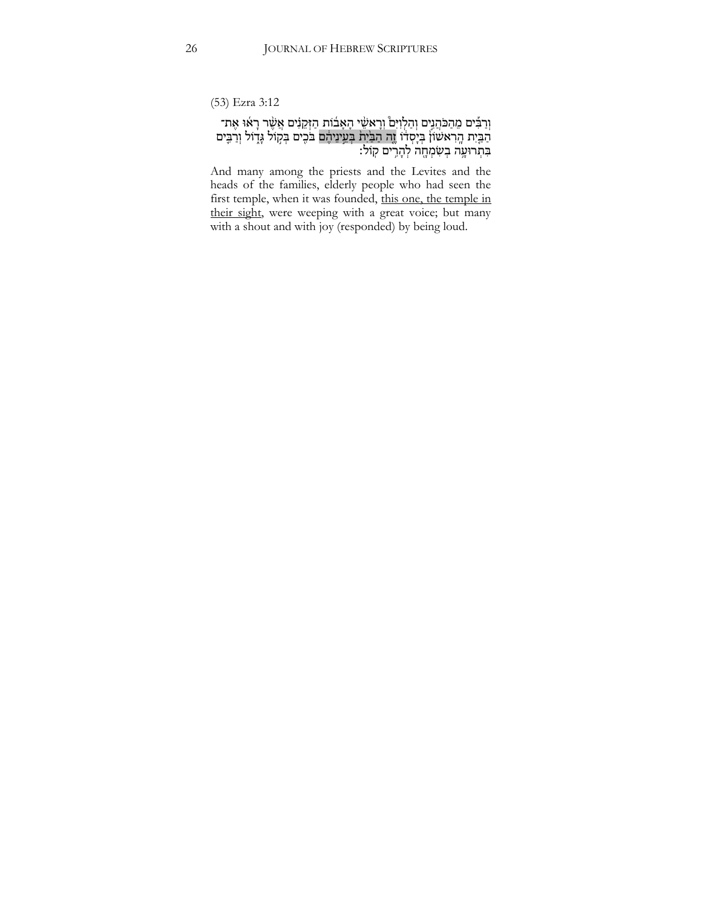(53) Ezra 3:12

וְרַבִּ֡ים מֵהַכֹּהֲנִ֣ים וְהַלְוִיִּם֩ וְרָאשֵׁ֨י הָאָב֜וֹת הַזְּקֵנִ֗ים אֲשֶׁ֨ר רָא֜וּ אֶת־הַבַּ֤יִת הָֽרִאשׁוֹן֙ בְּיָסְד֔וֹ זֶ֤ה הַבַּ֙יִת֙ בְּעֵ֣ינֵיהֶ֔ם בֹּכִ֖ים בְּק֣וֹל גָּד֑וֹל וְרַבִּ֛ים בִּתְרוּעָ֥ה בְשִׂמְחָ֖ה לְהָרִ֥ים קֽוֹל׃

And many among the priests and the Levites and the heads of the families, elderly people who had seen the first temple, when it was founded, <u>this one, the temple in their sight</u>, were weeping with a great voice; but many with a shout and with joy (responded) by being loud.